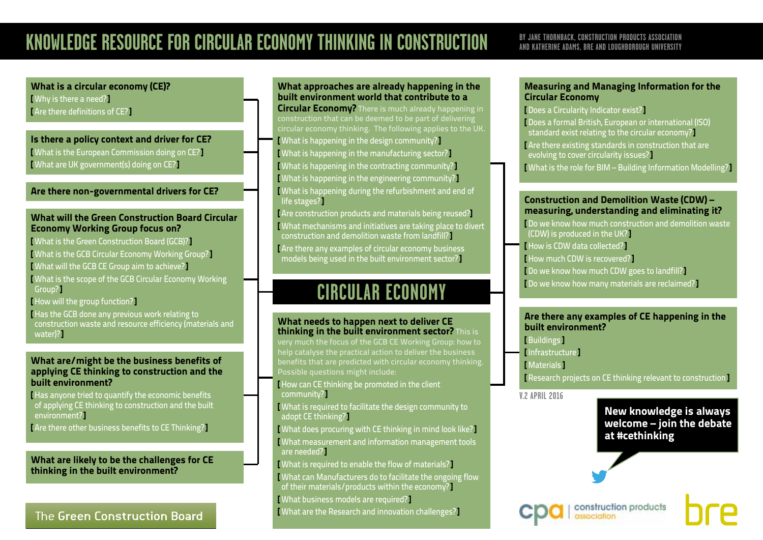# KNOWLEDGE RESOURCE FOR CIRCULAR ECONOMY THINKING IN CONSTRUCTION

BY JANE THORNBACK, CONSTRUCTION PRODUCTS ASSOCIATION AND KATHERINE ADAMS, BRE AND LOUGHBOROUGH UNIVERSITY

## CIRCULAR ECONOMY

### What is a circular economy (CE)?

- [ Why is there a need? ]
- [ Are there definitions of CE? ]

### Is there a policy context and driver for CE?

- [ What is the European Commission doing on CE? ]
- [ What are UK government(s) doing on CE? ]

### Are there non-governmental drivers for CE?

### What will the Green Construction Board Circular Economy Working Group focus on?

- [ What is the Green Construction Board (GCB)? ]
- [ What is the GCB Circular Economy Working Group? ]
- [ What will the GCB CE Group aim to achieve? ]
- [ What is the scope of the GCB Circular Economy Working Group? ]
- [ How will the group function? ]
- [ Has the GCB done any previous work relating to construction waste and resource efficiency (materials and water)? ]

### What are/might be the business benefits of applying CE thinking to construction and the built environment?

- [ Has anyone tried to quantify the economic benefits of applying CE thinking to construction and the built environment? ]
- [ Are there other business benefits to CE Thinking? ]

### What are likely to be the challenges for CE thinking in the built environment?

### What approaches are already happening in the built environment world that contribute to a Circular Economy?

There is much already happening in construction that can be deemed to be part of delivering circular economy thinking. The following applies to the UK.

- [ What is happening in the design community? ]
- [ What is happening in the manufacturing sector? ]
- [ What is happening in the contracting community? ]
- [ What is happening in the engineering community? ]
- [ What is happening during the refurbishment and end of life stages? ]
- [ Are construction products and materials being reused? ]
- [ What mechanisms and initiatives are taking place to divert construction and demolition waste from landfill? ]
- [ Are there any examples of circular economy business models being used in the built environment sector? ]

### What needs to happen next to deliver CE thinking in the built environment sector?

This is very much the focus of the GCB CE Working Group: how to help catalyse the practical action to deliver the business benefits that are predicted with circular economy thinking. Possible questions might include:

- [ How can CE thinking be promoted in the client community? ]
- [ What is required to facilitate the design community to adopt CE thinking? ]
- [ What does procuring with CE thinking in mind look like? ]
- [ What measurement and information management tools are needed? ]
- [ What is required to enable the flow of materials? ]
- [ What can Manufacturers do to facilitate the ongoing flow of their materials/products within the economy? ]
- [ What business models are required? ]
- [ What are the Research and innovation challenges? ]

### Measuring and Managing Information for the Circular Economy

- [ Does a Circularity Indicator exist? ]
- [ Does a formal British, European or international (ISO) standard exist relating to the circular economy? ]
- [ Are there existing standards in construction that are evolving to cover circularity issues? ]
- [ What is the role for BIM – Building Information Modelling? ]

### Construction and Demolition Waste (CDW) – measuring, understanding and eliminating it?

- [ Do we know how much construction and demolition waste (CDW) is produced in the UK? ]
- [ How is CDW data collected? ]
- [ How much CDW is recovered? ]
- [ Do we know how much CDW goes to landfill? ]
- [ Do we know how many materials are reclaimed? ]

### Are there any examples of CE happening in the built environment?

- [ Buildings ]
- [ Infrastructure ]
- [ Materials ]
- [ Research projects on CE thinking relevant to construction ]

V.2 APRIL 2016

**New knowledge is always welcome – join the debate at #cethinking**

The Green Construction Board

cpa | construction products association

bre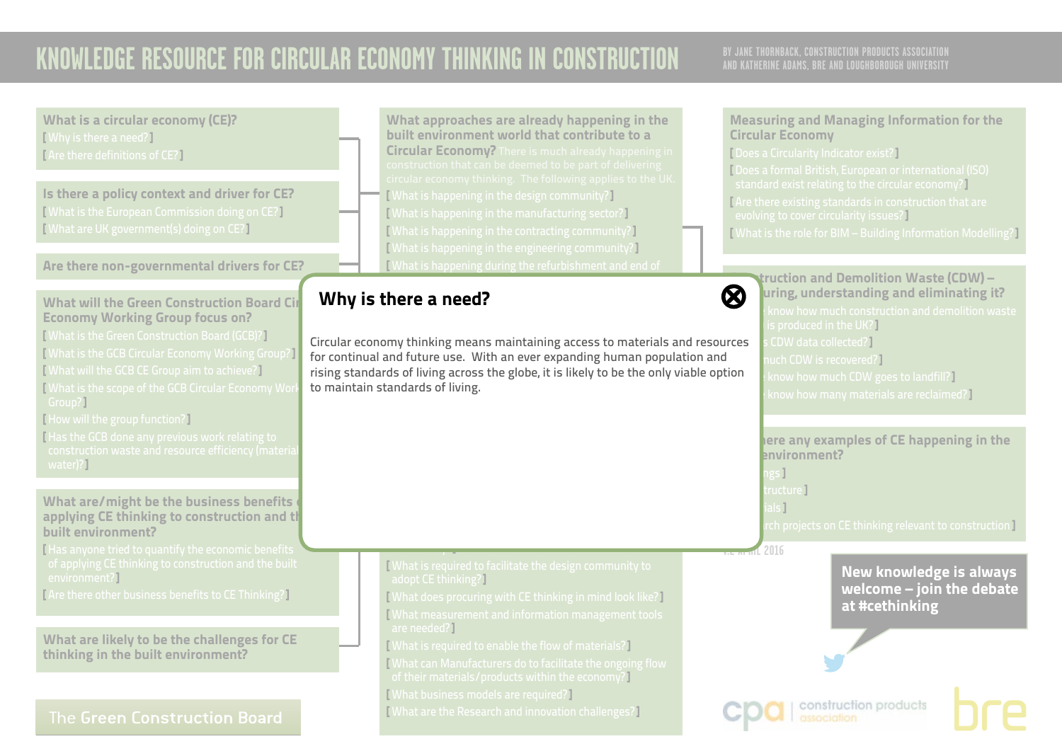# KNOWLEDGE RESOURCE FOR CIRCULAR ECONOMY THINKING IN CONSTRUCTION

BY JANE THORNBACK, CONSTRUCTION PRODUCTS ASSOCIATION AND KATHERINE ADAMS, BRE AND LOUGHBOROUGH UNIVERSITY

## Why is there a need?

Circular economy thinking means maintaining access to materials and resources for continual and future use. With an ever expanding human population and rising standards of living across the globe, it is likely to be the only viable option to maintain standards of living.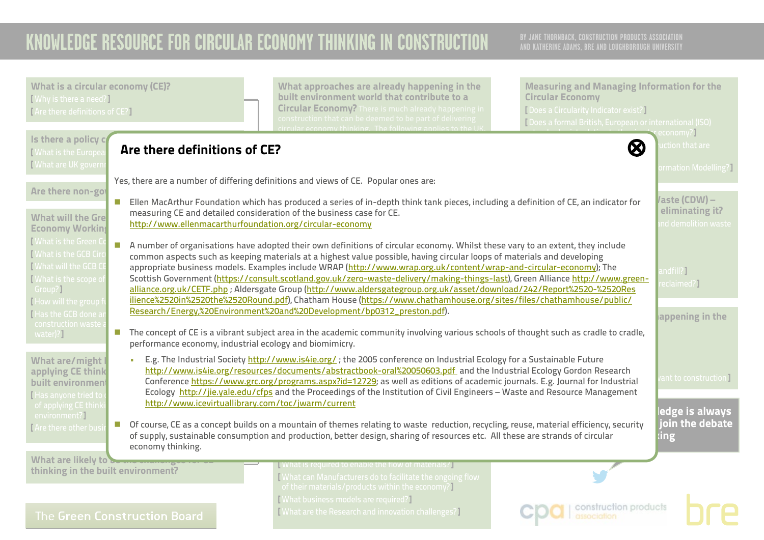## Are there definitions of CE?

Yes, there are a number of differing definitions and views of CE. Popular ones are:

- Ellen MacArthur Foundation which has produced a series of in-depth think tank pieces, including a definition of CE, an indicator for measuring CE and detailed consideration of the business case for CE. http://www.ellenmacarthurfoundation.org/circular-economy

- A number of organisations have adopted their own definitions of circular economy. Whilst these vary to an extent, they include common aspects such as keeping materials at a highest value possible, having circular loops of materials and developing appropriate business models. Examples include WRAP (http://www.wrap.org.uk/content/wrap-and-circular-economy); The Scottish Government (https://consult.scotland.gov.uk/zero-waste-delivery/making-things-last), Green Alliance http://www.green-alliance.org.uk/CETF.php ; Aldersgate Group (http://www.aldersgategroup.org.uk/asset/download/242/Report%2520-%2520Resilience%2520in%2520the%2520Round.pdf), Chatham House (https://www.chathamhouse.org/sites/files/chathamhouse/public/Research/Energy,%20Environment%20and%20Development/bp0312_preston.pdf).

- The concept of CE is a vibrant subject area in the academic community involving various schools of thought such as cradle to cradle, performance economy, industrial ecology and biomimicry.
  - E.g. The Industrial Society http://www.is4ie.org/ ; the 2005 conference on Industrial Ecology for a Sustainable Future http://www.is4ie.org/resources/documents/abstractbook-oral%20050603.pdf and the Industrial Ecology Gordon Research Conference https://www.grc.org/programs.aspx?id=12729; as well as editions of academic journals. E.g. Journal for Industrial Ecology http://jie.yale.edu/cfps and the Proceedings of the Institution of Civil Engineers – Waste and Resource Management http://www.icevirtuallibrary.com/toc/jwarm/current

- Of course, CE as a concept builds on a mountain of themes relating to waste reduction, recycling, reuse, material efficiency, security of supply, sustainable consumption and production, better design, sharing of resources etc. All these are strands of circular economy thinking.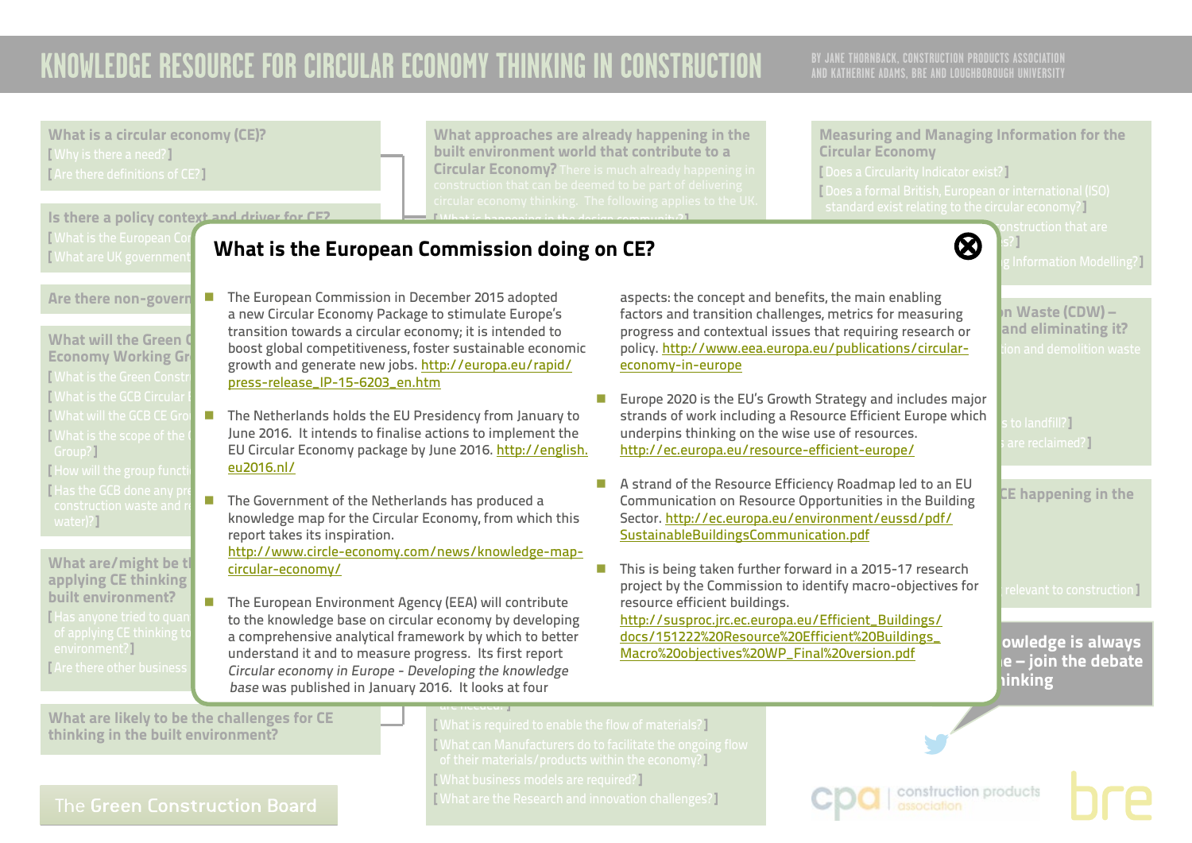## What is the European Commission doing on CE?

- The European Commission in December 2015 adopted a new Circular Economy Package to stimulate Europe's transition towards a circular economy; it is intended to boost global competitiveness, foster sustainable economic growth and generate new jobs. http://europa.eu/rapid/press-release_IP-15-6203_en.htm
- The Netherlands holds the EU Presidency from January to June 2016. It intends to finalise actions to implement the EU Circular Economy package by June 2016. http://english.eu2016.nl/
- The Government of the Netherlands has produced a knowledge map for the Circular Economy, from which this report takes its inspiration. http://www.circle-economy.com/news/knowledge-map-circular-economy/
- The European Environment Agency (EEA) will contribute to the knowledge base on circular economy by developing a comprehensive analytical framework by which to better understand it and to measure progress. Its first report *Circular economy in Europe - Developing the knowledge base* was published in January 2016. It looks at four aspects: the concept and benefits, the main enabling factors and transition challenges, metrics for measuring progress and contextual issues that requiring research or policy. http://www.eea.europa.eu/publications/circular-economy-in-europe
- Europe 2020 is the EU's Growth Strategy and includes major strands of work including a Resource Efficient Europe which underpins thinking on the wise use of resources. http://ec.europa.eu/resource-efficient-europe/
- A strand of the Resource Efficiency Roadmap led to an EU Communication on Resource Opportunities in the Building Sector. http://ec.europa.eu/environment/eussd/pdf/SustainableBuildingsCommunication.pdf
- This is being taken further forward in a 2015-17 research project by the Commission to identify macro-objectives for resource efficient buildings. http://susproc.jrc.ec.europa.eu/Efficient_Buildings/docs/151222%20Resource%20Efficient%20Buildings_Macro%20objectives%20WP_Final%20version.pdf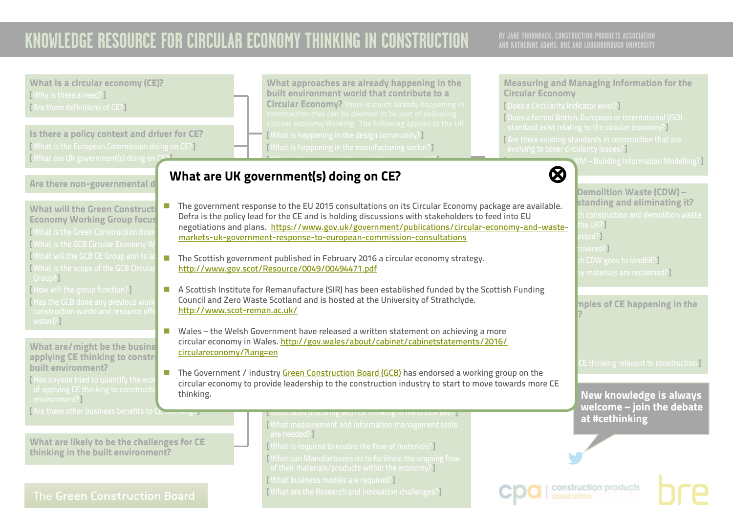# KNOWLEDGE RESOURCE FOR CIRCULAR ECONOMY THINKING IN CONSTRUCTION

BY JANE THORNBACK, CONSTRUCTION PRODUCTS ASSOCIATION AND KATHERINE ADAMS, BRE AND LOUGHBOROUGH UNIVERSITY

## What are UK government(s) doing on CE?

- The government response to the EU 2015 consultations on its Circular Economy package are available. Defra is the policy lead for the CE and is holding discussions with stakeholders to feed into EU negotiations and plans. https://www.gov.uk/government/publications/circular-economy-and-waste-markets-uk-government-response-to-european-commission-consultations
- The Scottish government published in February 2016 a circular economy strategy. http://www.gov.scot/Resource/0049/00494471.pdf
- A Scottish Institute for Remanufacture (SIR) has been established funded by the Scottish Funding Council and Zero Waste Scotland and is hosted at the University of Strathclyde. http://www.scot-reman.ac.uk/
- Wales – the Welsh Government have released a written statement on achieving a more circular economy in Wales. http://gov.wales/about/cabinet/cabinetstatements/2016/circulareconomy/?lang=en
- The Government / industry Green Construction Board (GCB) has endorsed a working group on the circular economy to provide leadership to the construction industry to start to move towards more CE thinking.

New knowledge is always welcome – join the debate at #cethinking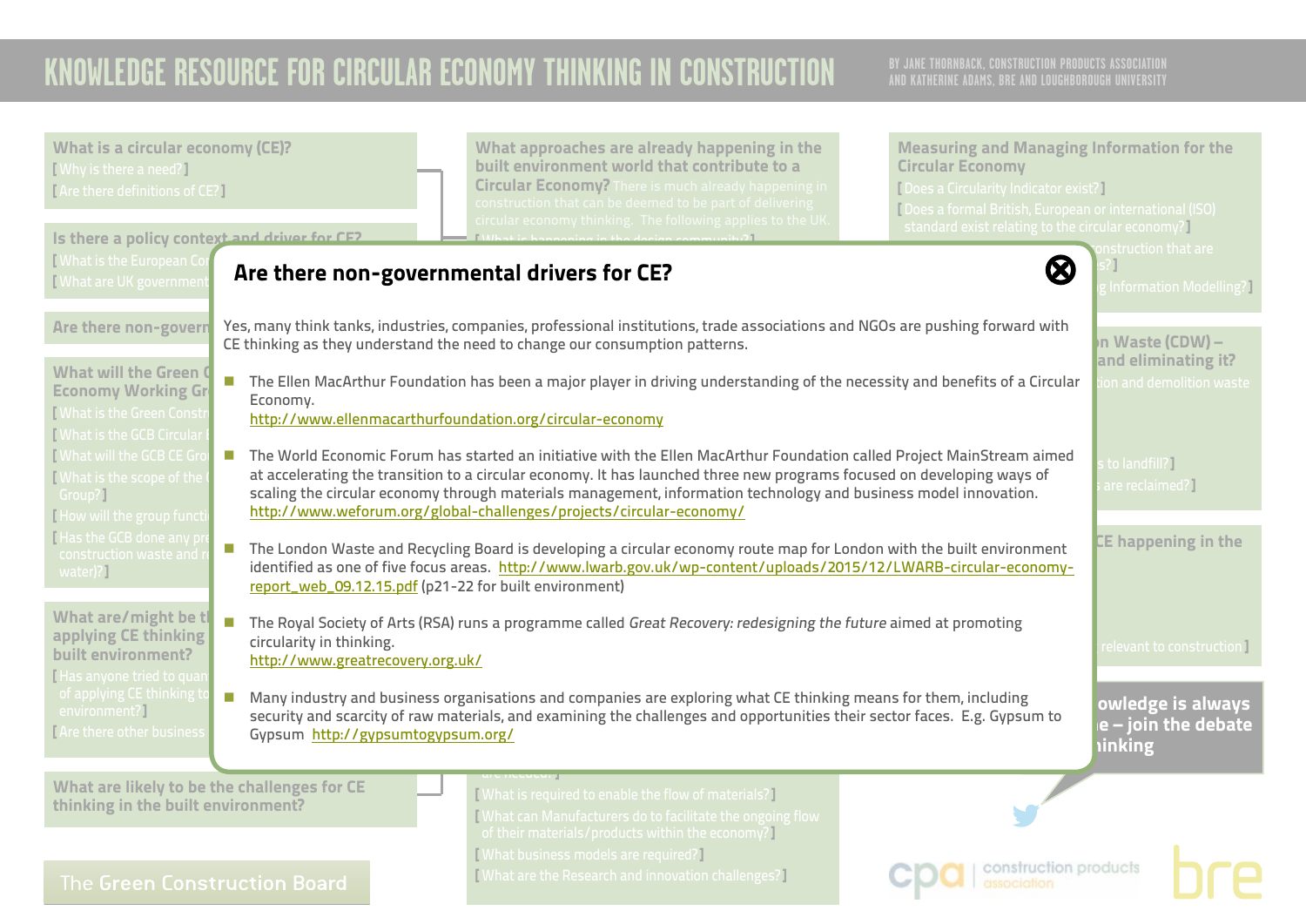## Are there non-governmental drivers for CE?

Yes, many think tanks, industries, companies, professional institutions, trade associations and NGOs are pushing forward with CE thinking as they understand the need to change our consumption patterns.

- The Ellen MacArthur Foundation has been a major player in driving understanding of the necessity and benefits of a Circular Economy.
  http://www.ellenmacarthurfoundation.org/circular-economy
- The World Economic Forum has started an initiative with the Ellen MacArthur Foundation called Project MainStream aimed at accelerating the transition to a circular economy. It has launched three new programs focused on developing ways of scaling the circular economy through materials management, information technology and business model innovation.
  http://www.weforum.org/global-challenges/projects/circular-economy/
- The London Waste and Recycling Board is developing a circular economy route map for London with the built environment identified as one of five focus areas. http://www.lwarb.gov.uk/wp-content/uploads/2015/12/LWARB-circular-economy-report_web_09.12.15.pdf (p21-22 for built environment)
- The Royal Society of Arts (RSA) runs a programme called *Great Recovery: redesigning the future* aimed at promoting circularity in thinking.
  http://www.greatrecovery.org.uk/
- Many industry and business organisations and companies are exploring what CE thinking means for them, including security and scarcity of raw materials, and examining the challenges and opportunities their sector faces. E.g. Gypsum to Gypsum http://gypsumtogypsum.org/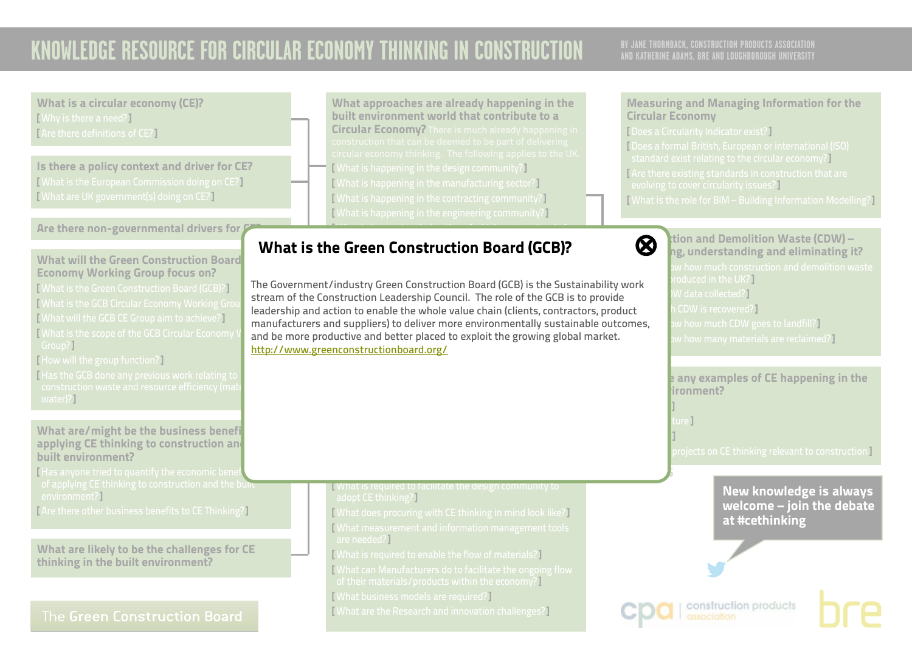# KNOWLEDGE RESOURCE FOR CIRCULAR ECONOMY THINKING IN CONSTRUCTION

BY JANE THORNBACK, CONSTRUCTION PRODUCTS ASSOCIATION AND KATHERINE ADAMS, BRE AND LOUGHBOROUGH UNIVERSITY

## What is the Green Construction Board (GCB)?

The Government/industry Green Construction Board (GCB) is the Sustainability work stream of the Construction Leadership Council. The role of the GCB is to provide leadership and action to enable the whole value chain (clients, contractors, product manufacturers and suppliers) to deliver more environmentally sustainable outcomes, and be more productive and better placed to exploit the growing global market.

http://www.greenconstructionboard.org/

**What is a circular economy (CE)?**

[ Why is there a need? ]

[ Are there definitions of CE? ]

**Is there a policy context and driver for CE?**

[ What is the European Commission doing on CE? ]

[ What are UK government(s) doing on CE? ]

**Are there non-governmental drivers for CE?**

**What will the Green Construction Board Economy Working Group focus on?**

[ What is the Green Construction Board (GCB)? ]

[ What is the GCB Circular Economy Working Group ]

[ What will the GCB CE Group aim to achieve? ]

[ What is the scope of the GCB Circular Economy Working Group? ]

[ How will the group function? ]

[ Has the GCB done any previous work relating to construction waste and resource efficiency (materials, water)? ]

**What are/might be the business benefits of applying CE thinking to construction and the built environment?**

[ Has anyone tried to quantify the economic benefits of applying CE thinking to construction and the built environment? ]

[ Are there other business benefits to CE Thinking? ]

**What are likely to be the challenges for CE thinking in the built environment?**

The Green Construction Board

**What approaches are already happening in the built environment world that contribute to a Circular Economy?** There is much already happening in construction that can be deemed to be part of delivering circular economy thinking. The following applies to the UK.

[ What is happening in the design community? ]

[ What is happening in the manufacturing sector? ]

[ What is happening in the contracting community? ]

[ What is happening in the engineering community? ]

[ What is required to facilitate the design community to adopt CE thinking? ]

[ What does procuring with CE thinking in mind look like? ]

[ What measurement and information management tools are needed? ]

[ What is required to enable the flow of materials? ]

[ What can Manufacturers do to facilitate the ongoing flow of their materials/products within the economy? ]

[ What business models are required? ]

[ What are the Research and innovation challenges? ]

**Measuring and Managing Information for the Circular Economy**

[ Does a Circularity Indicator exist? ]

[ Does a formal British, European or international (ISO) standard exist relating to the circular economy? ]

[ Are there existing standards in construction that are evolving to cover circularity issues? ]

[ What is the role for BIM – Building Information Modelling? ]

**Construction and Demolition Waste (CDW) – measuring, understanding and eliminating it?**

[ ...ow how much construction and demolition waste ...roduced in the UK? ]

[ ...W data collected? ]

[ ...h CDW is recovered? ]

[ ...ow how much CDW goes to landfill? ]

[ ...ow how many materials are reclaimed? ]

**...e any examples of CE happening in the ...ironment?**

[ ... ]

[ ...ture ]

[ ... ]

[ ...projects on CE thinking relevant to construction ]

**New knowledge is always welcome – join the debate at #cethinking**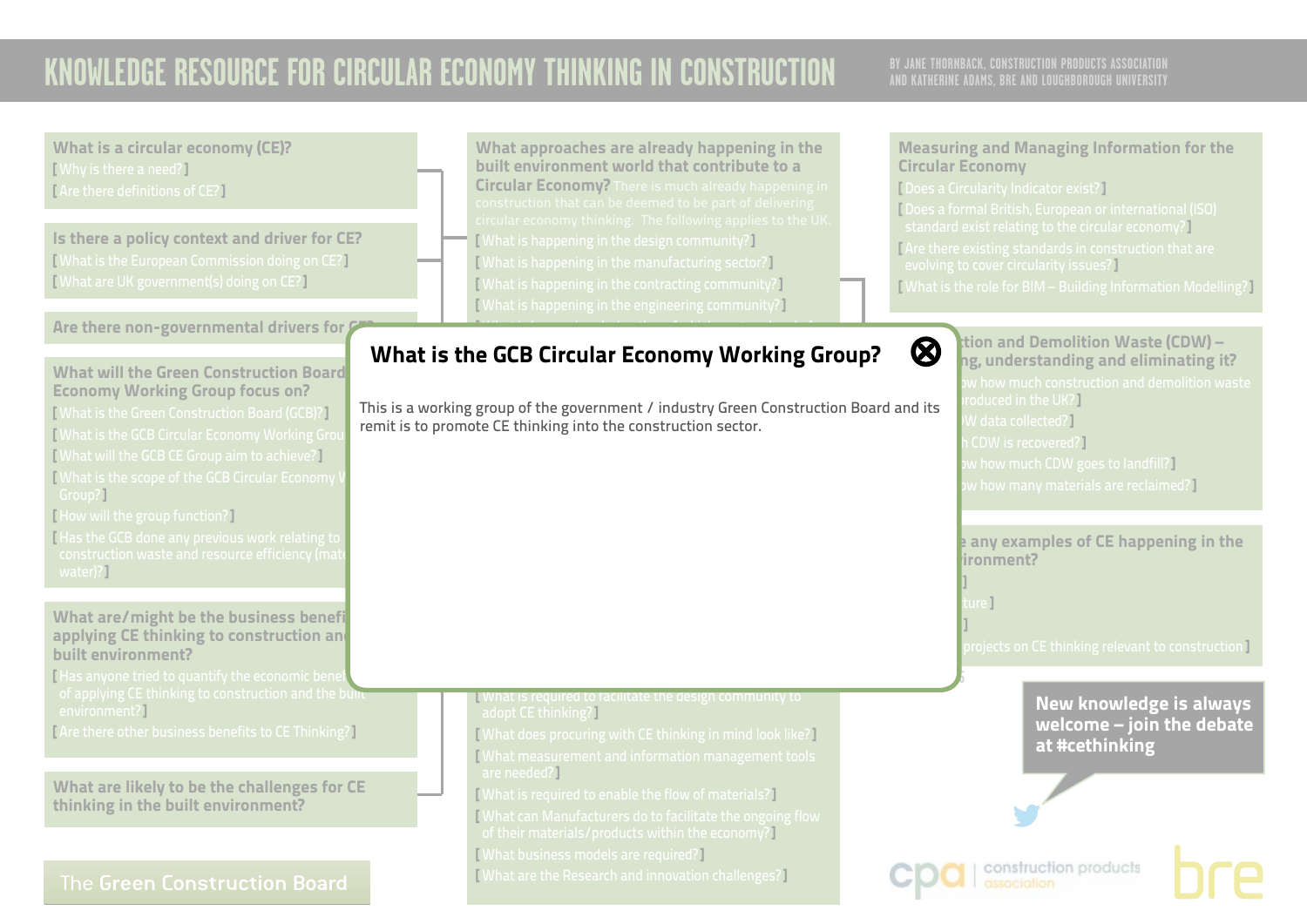# KNOWLEDGE RESOURCE FOR CIRCULAR ECONOMY THINKING IN CONSTRUCTION

BY JANE THORNBACK, CONSTRUCTION PRODUCTS ASSOCIATION AND KATHERINE ADAMS, BRE AND LOUGHBOROUGH UNIVERSITY

## What is the GCB Circular Economy Working Group?

This is a working group of the government / industry Green Construction Board and its remit is to promote CE thinking into the construction sector.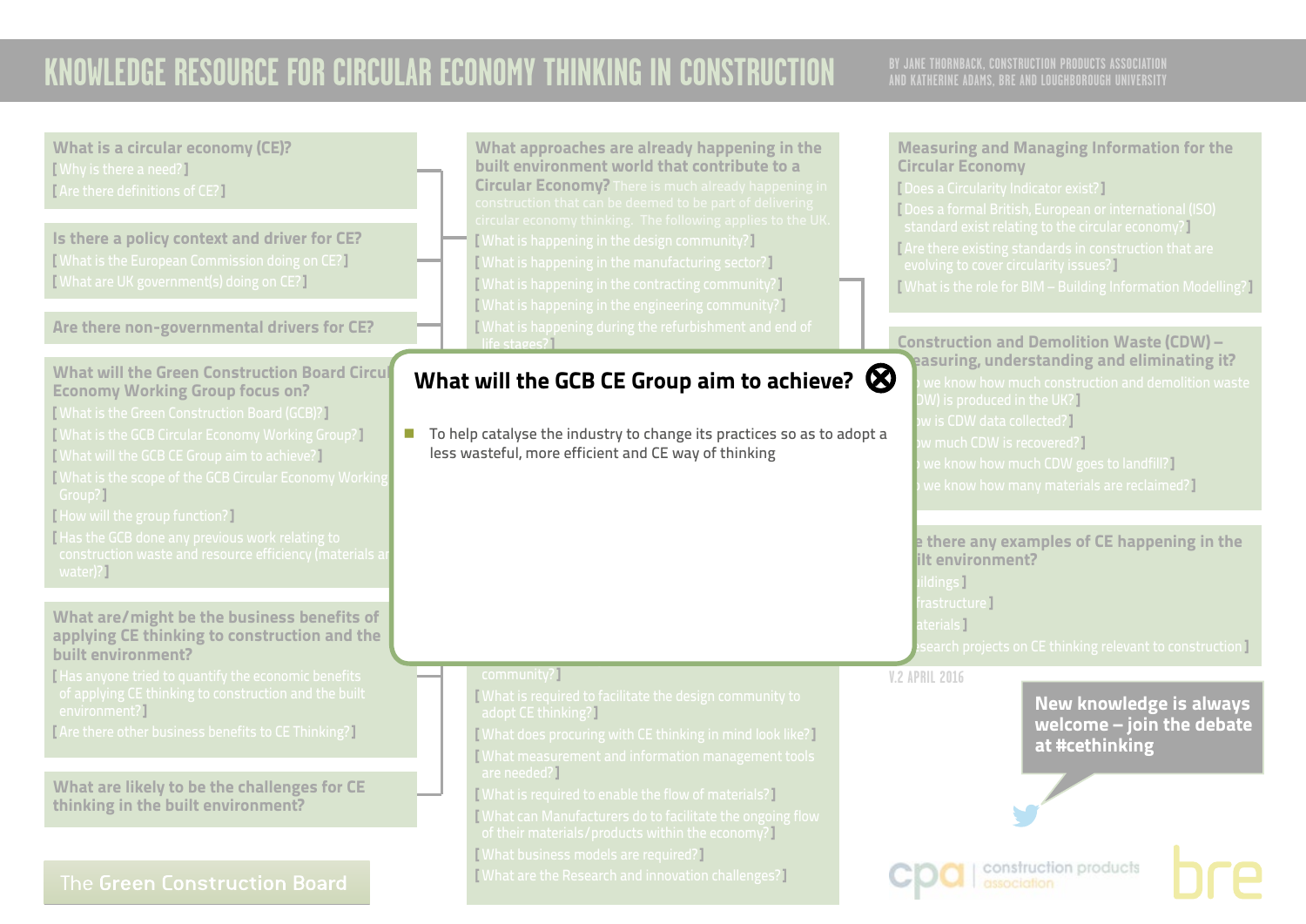# KNOWLEDGE RESOURCE FOR CIRCULAR ECONOMY THINKING IN CONSTRUCTION

BY JANE THORNBACK, CONSTRUCTION PRODUCTS ASSOCIATION AND KATHERINE ADAMS, BRE AND LOUGHBOROUGH UNIVERSITY

## What is a circular economy (CE)?

[ Why is there a need? ]
[ Are there definitions of CE? ]

## Is there a policy context and driver for CE?

[ What is the European Commission doing on CE? ]
[ What are UK government(s) doing on CE? ]

## Are there non-governmental drivers for CE?

## What will the Green Construction Board Circular Economy Working Group focus on?

[ What is the Green Construction Board (GCB)? ]
[ What is the GCB Circular Economy Working Group? ]
[ What will the GCB CE Group aim to achieve? ]
[ What is the scope of the GCB Circular Economy Working Group? ]
[ How will the group function? ]
[ Has the GCB done any previous work relating to construction waste and resource efficiency (materials and water)? ]

## What are/might be the business benefits of applying CE thinking to construction and the built environment?

[ Has anyone tried to quantify the economic benefits of applying CE thinking to construction and the built environment? ]
[ Are there other business benefits to CE Thinking? ]

## What are likely to be the challenges for CE thinking in the built environment?

The Green Construction Board

## What approaches are already happening in the built environment world that contribute to a Circular Economy?

There is much already happening in construction that can be deemed to be part of delivering circular economy thinking. The following applies to the UK.

[ What is happening in the design community? ]
[ What is happening in the manufacturing sector? ]
[ What is happening in the contracting community? ]
[ What is happening in the engineering community? ]
[ What is happening during the refurbishment and end of life stages? ]

## What will the GCB CE Group aim to achieve?

- To help catalyse the industry to change its practices so as to adopt a less wasteful, more efficient and CE way of thinking

community? ]
[ What is required to facilitate the design community to adopt CE thinking? ]
[ What does procuring with CE thinking in mind look like? ]
[ What measurement and information management tools are needed? ]
[ What is required to enable the flow of materials? ]
[ What can Manufacturers do to facilitate the ongoing flow of their materials/products within the economy? ]
[ What business models are required? ]
[ What are the Research and innovation challenges? ]

## Measuring and Managing Information for the Circular Economy

[ Does a Circularity Indicator exist? ]
[ Does a formal British, European or international (ISO) standard exist relating to the circular economy? ]
[ Are there existing standards in construction that are evolving to cover circularity issues? ]
[ What is the role for BIM – Building Information Modelling? ]

## Construction and Demolition Waste (CDW) – measuring, understanding and eliminating it?

[ ...we know how much construction and demolition waste (CDW) is produced in the UK? ]
[ ...ow is CDW data collected? ]
[ ...ow much CDW is recovered? ]
[ ...we know how much CDW goes to landfill? ]
[ ...we know how many materials are reclaimed? ]

## ...e there any examples of CE happening in the ...ilt environment?

[ ...ildings ]
[ ...frastructure ]
[ ...aterials ]
[ ...esearch projects on CE thinking relevant to construction ]

V.2 APRIL 2016

New knowledge is always welcome – join the debate at #cethinking

cpa | construction products association

bre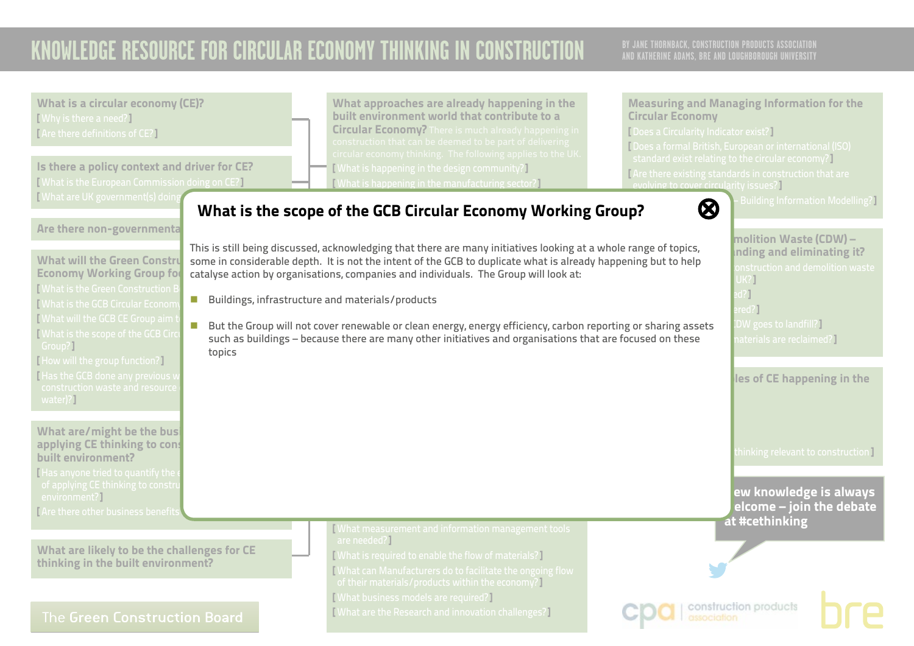# KNOWLEDGE RESOURCE FOR CIRCULAR ECONOMY THINKING IN CONSTRUCTION

BY JANE THORNBACK, CONSTRUCTION PRODUCTS ASSOCIATION AND KATHERINE ADAMS, BRE AND LOUGHBOROUGH UNIVERSITY

## What is the scope of the GCB Circular Economy Working Group?

This is still being discussed, acknowledging that there are many initiatives looking at a whole range of topics, some in considerable depth. It is not the intent of the GCB to duplicate what is already happening but to help catalyse action by organisations, companies and individuals. The Group will look at:

- Buildings, infrastructure and materials/products
- But the Group will not cover renewable or clean energy, energy efficiency, carbon reporting or sharing assets such as buildings – because there are many other initiatives and organisations that are focused on these topics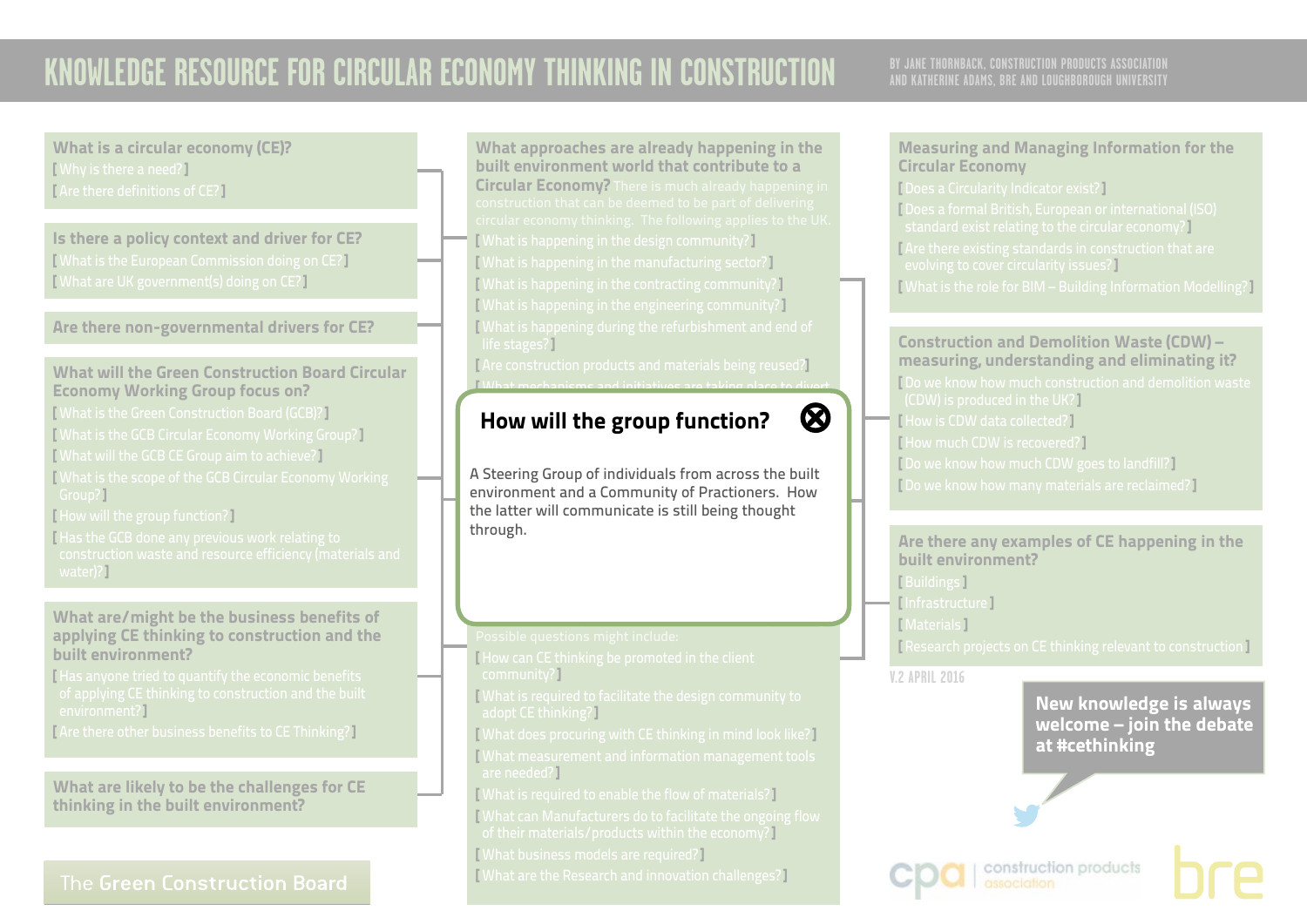# KNOWLEDGE RESOURCE FOR CIRCULAR ECONOMY THINKING IN CONSTRUCTION

BY JANE THORNBACK, CONSTRUCTION PRODUCTS ASSOCIATION AND KATHERINE ADAMS, BRE AND LOUGHBOROUGH UNIVERSITY

## What is a circular economy (CE)?

[ Why is there a need? ]

[ Are there definitions of CE? ]

## Is there a policy context and driver for CE?

[ What is the European Commission doing on CE? ]

[ What are UK government(s) doing on CE? ]

## Are there non-governmental drivers for CE?

## What will the Green Construction Board Circular Economy Working Group focus on?

[ What is the Green Construction Board (GCB)? ]

[ What is the GCB Circular Economy Working Group? ]

[ What will the GCB CE Group aim to achieve? ]

[ What is the scope of the GCB Circular Economy Working Group? ]

[ How will the group function? ]

[ Has the GCB done any previous work relating to construction waste and resource efficiency (materials and water)? ]

## What are/might be the business benefits of applying CE thinking to construction and the built environment?

[ Has anyone tried to quantify the economic benefits of applying CE thinking to construction and the built environment? ]

[ Are there other business benefits to CE Thinking? ]

## What are likely to be the challenges for CE thinking in the built environment?

The Green Construction Board

## What approaches are already happening in the built environment world that contribute to a Circular Economy?

There is much already happening in construction that can be deemed to be part of delivering circular economy thinking. The following applies to the UK.

[ What is happening in the design community? ]

[ What is happening in the manufacturing sector? ]

[ What is happening in the contracting community? ]

[ What is happening in the engineering community? ]

[ What is happening during the refurbishment and end of life stages? ]

[ Are construction products and materials being reused? ]

[ What mechanisms and initiatives are taking place to divert ...

### How will the group function?

A Steering Group of individuals from across the built environment and a Community of Practioners. How the latter will communicate is still being thought through.

Possible questions might include:

[ How can CE thinking be promoted in the client community? ]

[ What is required to facilitate the design community to adopt CE thinking? ]

[ What does procuring with CE thinking in mind look like? ]

[ What measurement and information management tools are needed? ]

[ What is required to enable the flow of materials? ]

[ What can Manufacturers do to facilitate the ongoing flow of their materials/products within the economy? ]

[ What business models are required? ]

[ What are the Research and innovation challenges? ]

## Measuring and Managing Information for the Circular Economy

[ Does a Circularity Indicator exist? ]

[ Does a formal British, European or international (ISO) standard exist relating to the circular economy? ]

[ Are there existing standards in construction that are evolving to cover circularity issues? ]

[ What is the role for BIM – Building Information Modelling? ]

## Construction and Demolition Waste (CDW) – measuring, understanding and eliminating it?

[ Do we know how much construction and demolition waste (CDW) is produced in the UK? ]

[ How is CDW data collected? ]

[ How much CDW is recovered? ]

[ Do we know how much CDW goes to landfill? ]

[ Do we know how many materials are reclaimed? ]

## Are there any examples of CE happening in the built environment?

[ Buildings ]

[ Infrastructure ]

[ Materials ]

[ Research projects on CE thinking relevant to construction ]

V.2 APRIL 2016

New knowledge is always welcome – join the debate at #cethinking

cpa | construction products association

bre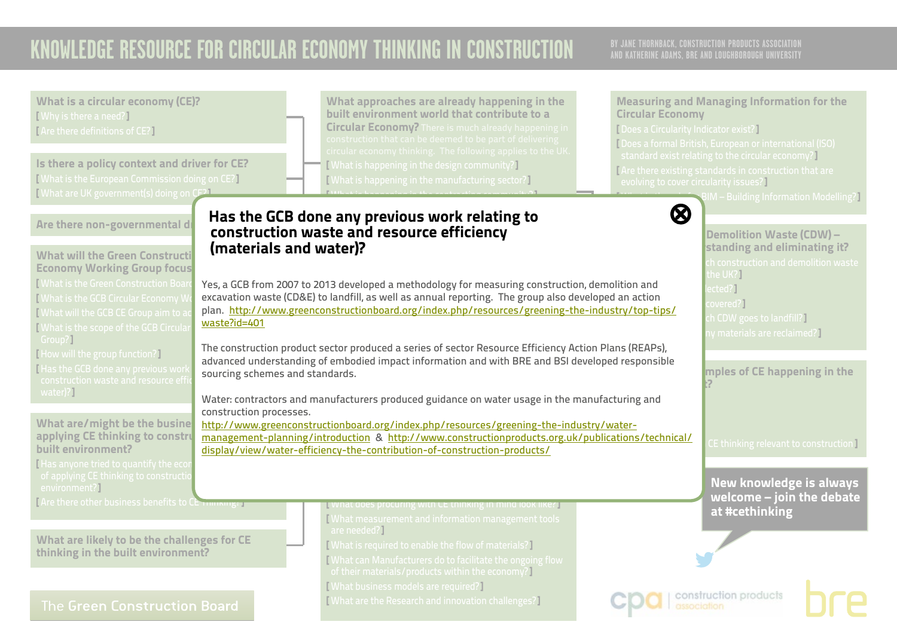# KNOWLEDGE RESOURCE FOR CIRCULAR ECONOMY THINKING IN CONSTRUCTION

BY JANE THORNBACK, CONSTRUCTION PRODUCTS ASSOCIATION AND KATHERINE ADAMS, BRE AND LOUGHBOROUGH UNIVERSITY

## Has the GCB done any previous work relating to construction waste and resource efficiency (materials and water)?

Yes, a GCB from 2007 to 2013 developed a methodology for measuring construction, demolition and excavation waste (CD&E) to landfill, as well as annual reporting. The group also developed an action plan. http://www.greenconstructionboard.org/index.php/resources/greening-the-industry/top-tips/waste?id=401

The construction product sector produced a series of sector Resource Efficiency Action Plans (REAPs), advanced understanding of embodied impact information and with BRE and BSI developed responsible sourcing schemes and standards.

Water: contractors and manufacturers produced guidance on water usage in the manufacturing and construction processes.
http://www.greenconstructionboard.org/index.php/resources/greening-the-industry/water-management-planning/introduction & http://www.constructionproducts.org.uk/publications/technical/display/view/water-efficiency-the-contribution-of-construction-products/

New knowledge is always welcome – join the debate at #cethinking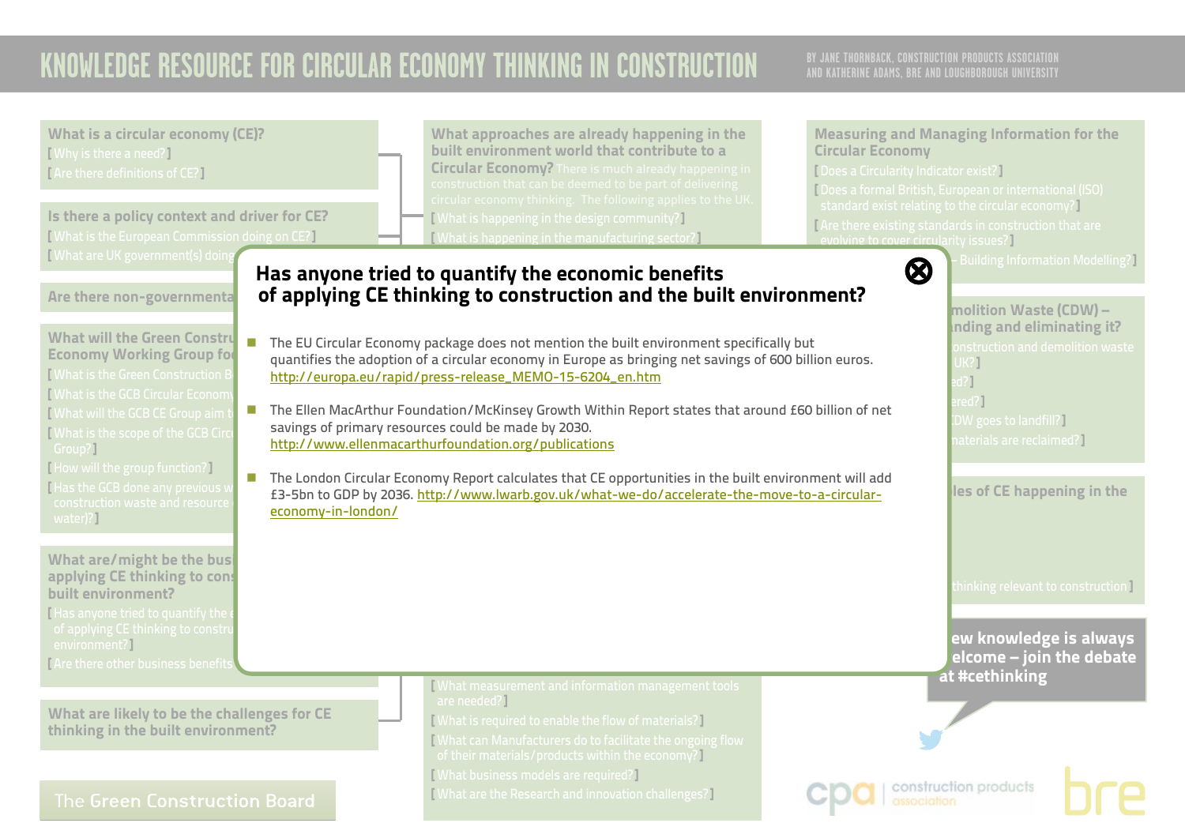# KNOWLEDGE RESOURCE FOR CIRCULAR ECONOMY THINKING IN CONSTRUCTION

BY JANE THORNBACK, CONSTRUCTION PRODUCTS ASSOCIATION AND KATHERINE ADAMS, BRE AND LOUGHBOROUGH UNIVERSITY

## Has anyone tried to quantify the economic benefits of applying CE thinking to construction and the built environment?

- The EU Circular Economy package does not mention the built environment specifically but quantifies the adoption of a circular economy in Europe as bringing net savings of 600 billion euros. http://europa.eu/rapid/press-release_MEMO-15-6204_en.htm
- The Ellen MacArthur Foundation/McKinsey Growth Within Report states that around £60 billion of net savings of primary resources could be made by 2030. http://www.ellenmacarthurfoundation.org/publications
- The London Circular Economy Report calculates that CE opportunities in the built environment will add £3-5bn to GDP by 2036. http://www.lwarb.gov.uk/what-we-do/accelerate-the-move-to-a-circular-economy-in-london/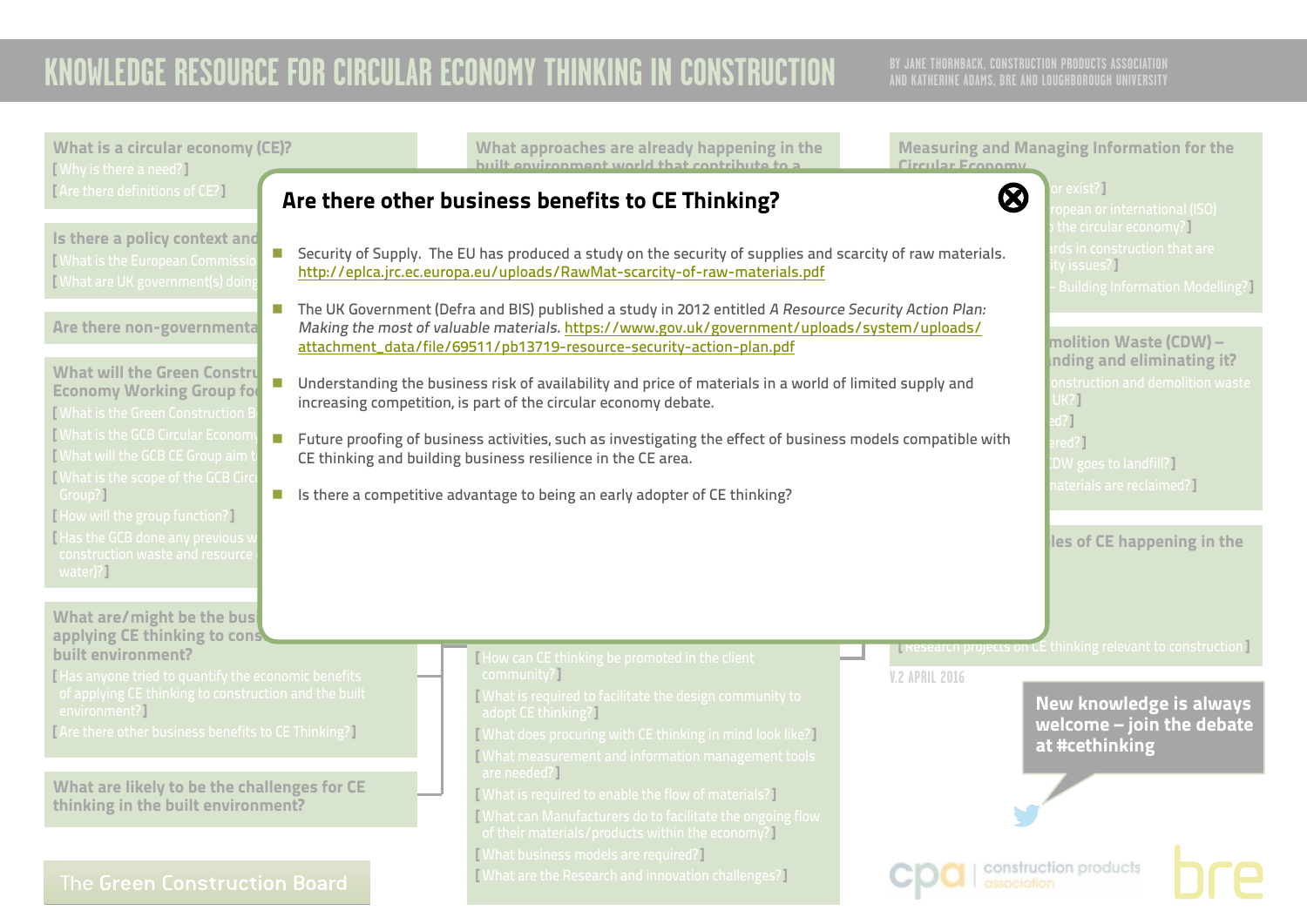# KNOWLEDGE RESOURCE FOR CIRCULAR ECONOMY THINKING IN CONSTRUCTION

BY JANE THORNBACK, CONSTRUCTION PRODUCTS ASSOCIATION AND KATHERINE ADAMS, BRE AND LOUGHBOROUGH UNIVERSITY

## Are there other business benefits to CE Thinking?

- Security of Supply. The EU has produced a study on the security of supplies and scarcity of raw materials. http://eplca.jrc.ec.europa.eu/uploads/RawMat-scarcity-of-raw-materials.pdf
- The UK Government (Defra and BIS) published a study in 2012 entitled *A Resource Security Action Plan: Making the most of valuable materials*. https://www.gov.uk/government/uploads/system/uploads/attachment_data/file/69511/pb13719-resource-security-action-plan.pdf
- Understanding the business risk of availability and price of materials in a world of limited supply and increasing competition, is part of the circular economy debate.
- Future proofing of business activities, such as investigating the effect of business models compatible with CE thinking and building business resilience in the CE area.
- Is there a competitive advantage to being an early adopter of CE thinking?

V.2 APRIL 2016

New knowledge is always welcome – join the debate at #cethinking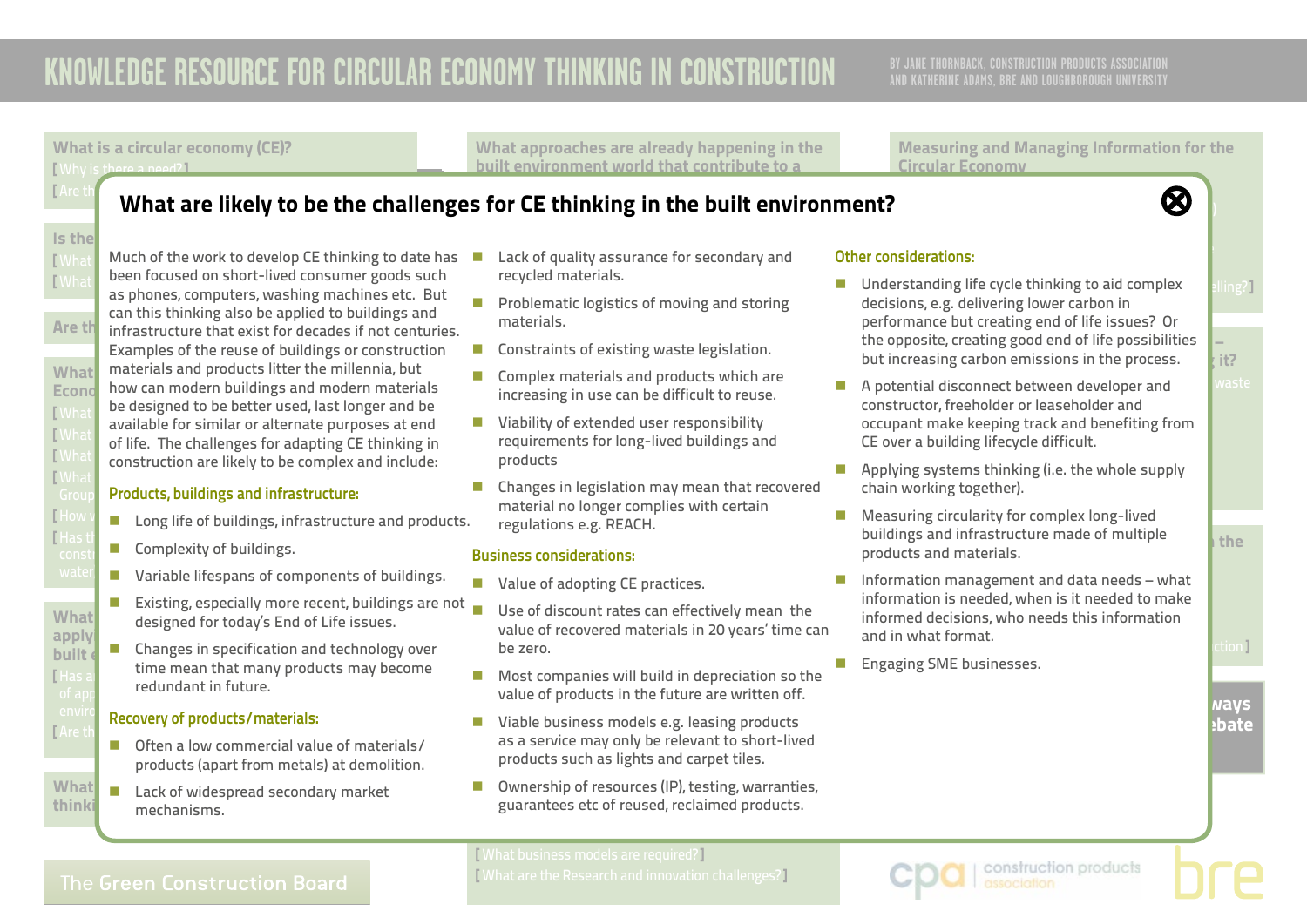# What are likely to be the challenges for CE thinking in the built environment?

Much of the work to develop CE thinking to date has been focused on short-lived consumer goods such as phones, computers, washing machines etc. But can this thinking also be applied to buildings and infrastructure that exist for decades if not centuries. Examples of the reuse of buildings or construction materials and products litter the millennia, but how can modern buildings and modern materials be designed to be better used, last longer and be available for similar or alternate purposes at end of life. The challenges for adapting CE thinking in construction are likely to be complex and include:

## Products, buildings and infrastructure:

- Long life of buildings, infrastructure and products.
- Complexity of buildings.
- Variable lifespans of components of buildings.
- Existing, especially more recent, buildings are not designed for today's End of Life issues.
- Changes in specification and technology over time mean that many products may become redundant in future.

## Recovery of products/materials:

- Often a low commercial value of materials/ products (apart from metals) at demolition.
- Lack of widespread secondary market mechanisms.
- Lack of quality assurance for secondary and recycled materials.
- Problematic logistics of moving and storing materials.
- Constraints of existing waste legislation.
- Complex materials and products which are increasing in use can be difficult to reuse.
- Viability of extended user responsibility requirements for long-lived buildings and products
- Changes in legislation may mean that recovered material no longer complies with certain regulations e.g. REACH.

## Business considerations:

- Value of adopting CE practices.
- Use of discount rates can effectively mean the value of recovered materials in 20 years' time can be zero.
- Most companies will build in depreciation so the value of products in the future are written off.
- Viable business models e.g. leasing products as a service may only be relevant to short-lived products such as lights and carpet tiles.
- Ownership of resources (IP), testing, warranties, guarantees etc of reused, reclaimed products.

## Other considerations:

- Understanding life cycle thinking to aid complex decisions, e.g. delivering lower carbon in performance but creating end of life issues? Or the opposite, creating good end of life possibilities but increasing carbon emissions in the process.
- A potential disconnect between developer and constructor, freeholder or leaseholder and occupant make keeping track and benefiting from CE over a building lifecycle difficult.
- Applying systems thinking (i.e. the whole supply chain working together).
- Measuring circularity for complex long-lived buildings and infrastructure made of multiple products and materials.
- Information management and data needs – what information is needed, when is it needed to make informed decisions, who needs this information and in what format.
- Engaging SME businesses.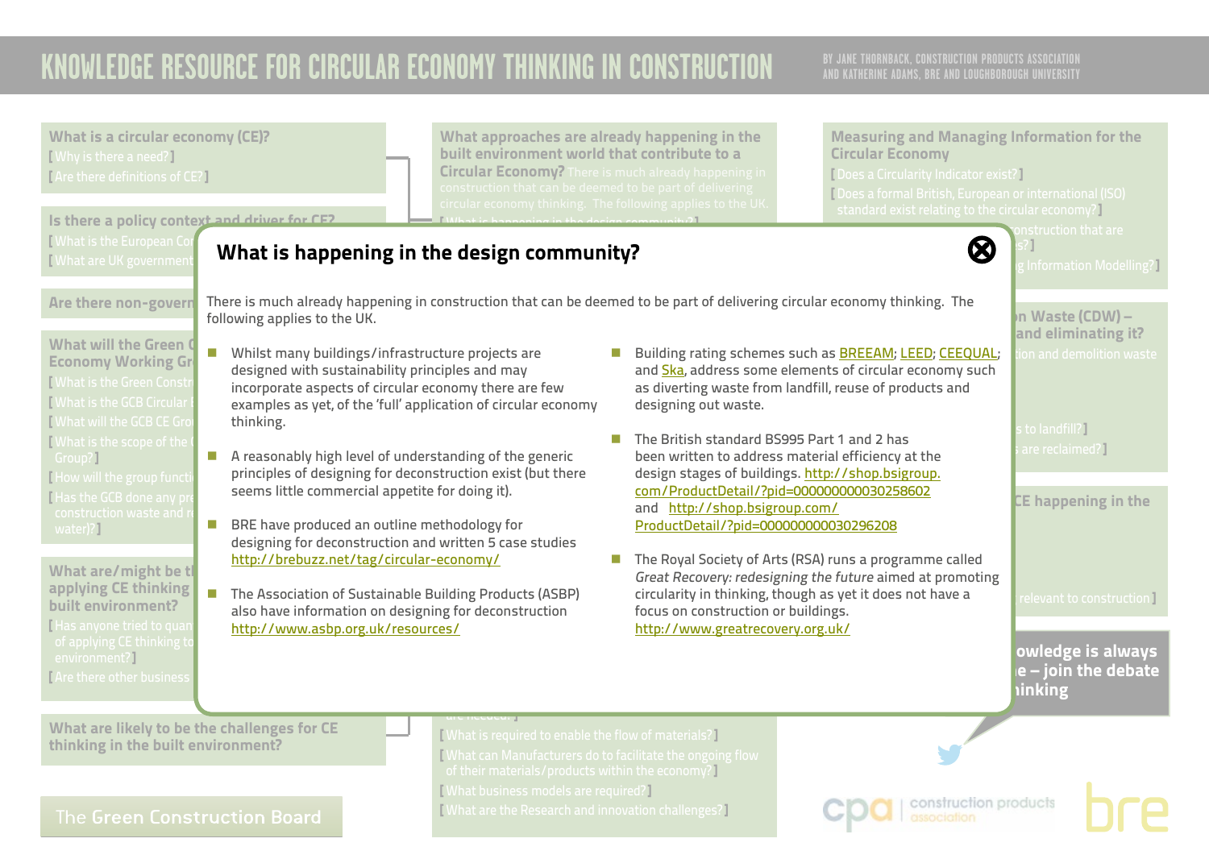# KNOWLEDGE RESOURCE FOR CIRCULAR ECONOMY THINKING IN CONSTRUCTION

BY JANE THORNBACK, CONSTRUCTION PRODUCTS ASSOCIATION AND KATHERINE ADAMS, BRE AND LOUGHBOROUGH UNIVERSITY

## What is happening in the design community?

There is much already happening in construction that can be deemed to be part of delivering circular economy thinking. The following applies to the UK.

- Whilst many buildings/infrastructure projects are designed with sustainability principles and may incorporate aspects of circular economy there are few examples as yet, of the 'full' application of circular economy thinking.
- A reasonably high level of understanding of the generic principles of designing for deconstruction exist (but there seems little commercial appetite for doing it).
- BRE have produced an outline methodology for designing for deconstruction and written 5 case studies http://brebuzz.net/tag/circular-economy/
- The Association of Sustainable Building Products (ASBP) also have information on designing for deconstruction http://www.asbp.org.uk/resources/
- Building rating schemes such as BREEAM; LEED; CEEQUAL; and Ska, address some elements of circular economy such as diverting waste from landfill, reuse of products and designing out waste.
- The British standard BS995 Part 1 and 2 has been written to address material efficiency at the design stages of buildings. http://shop.bsigroup.com/ProductDetail/?pid=000000000030258602 and http://shop.bsigroup.com/ProductDetail/?pid=000000000030296208
- The Royal Society of Arts (RSA) runs a programme called *Great Recovery: redesigning the future* aimed at promoting circularity in thinking, though as yet it does not have a focus on construction or buildings. http://www.greatrecovery.org.uk/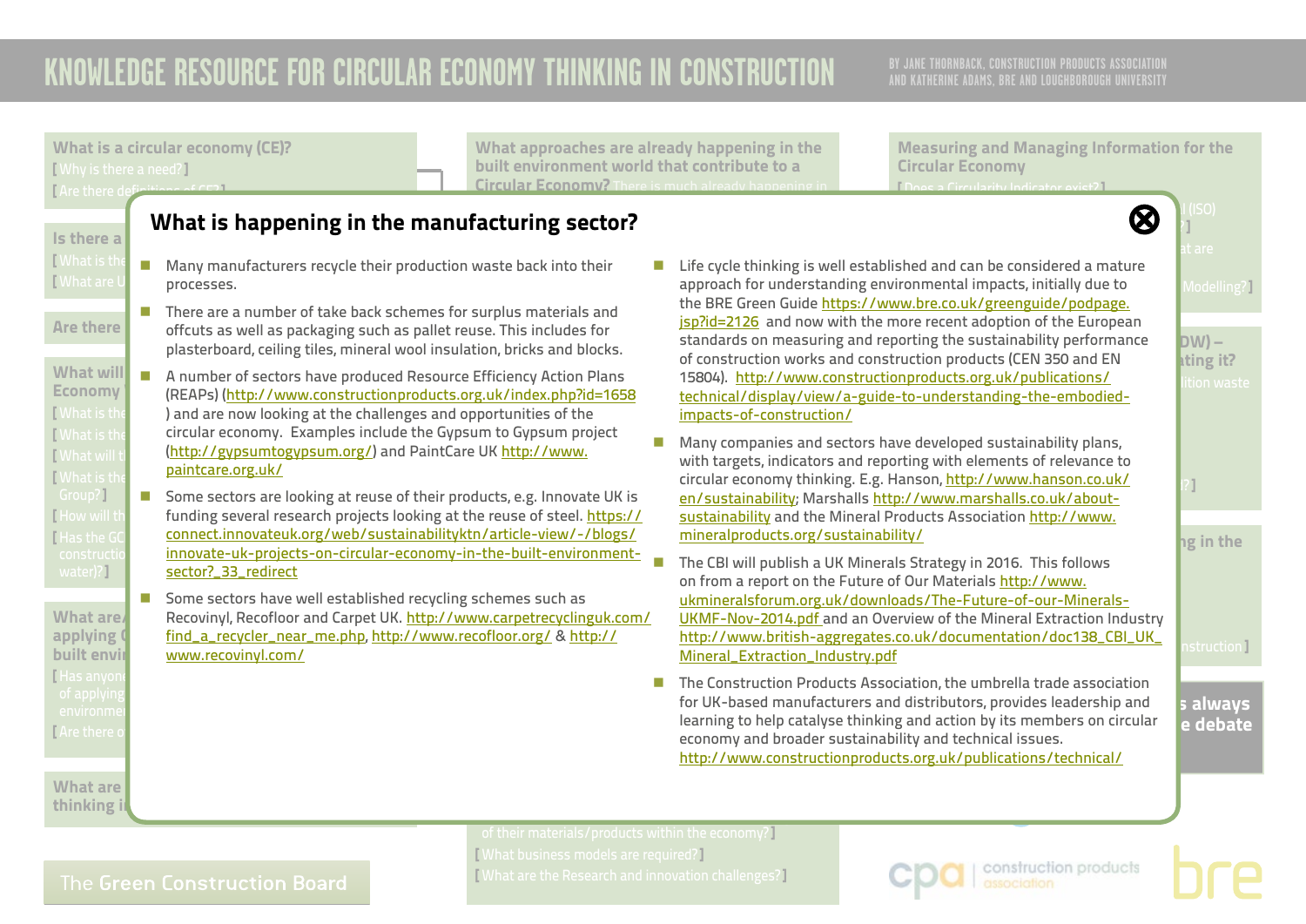## What is happening in the manufacturing sector?

- Many manufacturers recycle their production waste back into their processes.
- There are a number of take back schemes for surplus materials and offcuts as well as packaging such as pallet reuse. This includes for plasterboard, ceiling tiles, mineral wool insulation, bricks and blocks.
- A number of sectors have produced Resource Efficiency Action Plans (REAPs) (http://www.constructionproducts.org.uk/index.php?id=1658) and are now looking at the challenges and opportunities of the circular economy. Examples include the Gypsum to Gypsum project (http://gypsumtogypsum.org/) and PaintCare UK http://www.paintcare.org.uk/
- Some sectors are looking at reuse of their products, e.g. Innovate UK is funding several research projects looking at the reuse of steel. https://connect.innovateuk.org/web/sustainabilityktn/article-view/-/blogs/innovate-uk-projects-on-circular-economy-in-the-built-environment-sector?_33_redirect
- Some sectors have well established recycling schemes such as Recovinyl, Recofloor and Carpet UK. http://www.carpetrecyclinguk.com/find_a_recycler_near_me.php, http://www.recofloor.org/ & http://www.recovinyl.com/
- Life cycle thinking is well established and can be considered a mature approach for understanding environmental impacts, initially due to the BRE Green Guide https://www.bre.co.uk/greenguide/podpage.jsp?id=2126 and now with the more recent adoption of the European standards on measuring and reporting the sustainability performance of construction works and construction products (CEN 350 and EN 15804). http://www.constructionproducts.org.uk/publications/technical/display/view/a-guide-to-understanding-the-embodied-impacts-of-construction/
- Many companies and sectors have developed sustainability plans, with targets, indicators and reporting with elements of relevance to circular economy thinking. E.g. Hanson, http://www.hanson.co.uk/en/sustainability; Marshalls http://www.marshalls.co.uk/about-sustainability and the Mineral Products Association http://www.mineralproducts.org/sustainability/
- The CBI will publish a UK Minerals Strategy in 2016. This follows on from a report on the Future of Our Materials http://www.ukmineralsforum.org.uk/downloads/The-Future-of-our-Minerals-UKMF-Nov-2014.pdf and an Overview of the Mineral Extraction Industry http://www.british-aggregates.co.uk/documentation/doc138_CBI_UK_Mineral_Extraction_Industry.pdf
- The Construction Products Association, the umbrella trade association for UK-based manufacturers and distributors, provides leadership and learning to help catalyse thinking and action by its members on circular economy and broader sustainability and technical issues. http://www.constructionproducts.org.uk/publications/technical/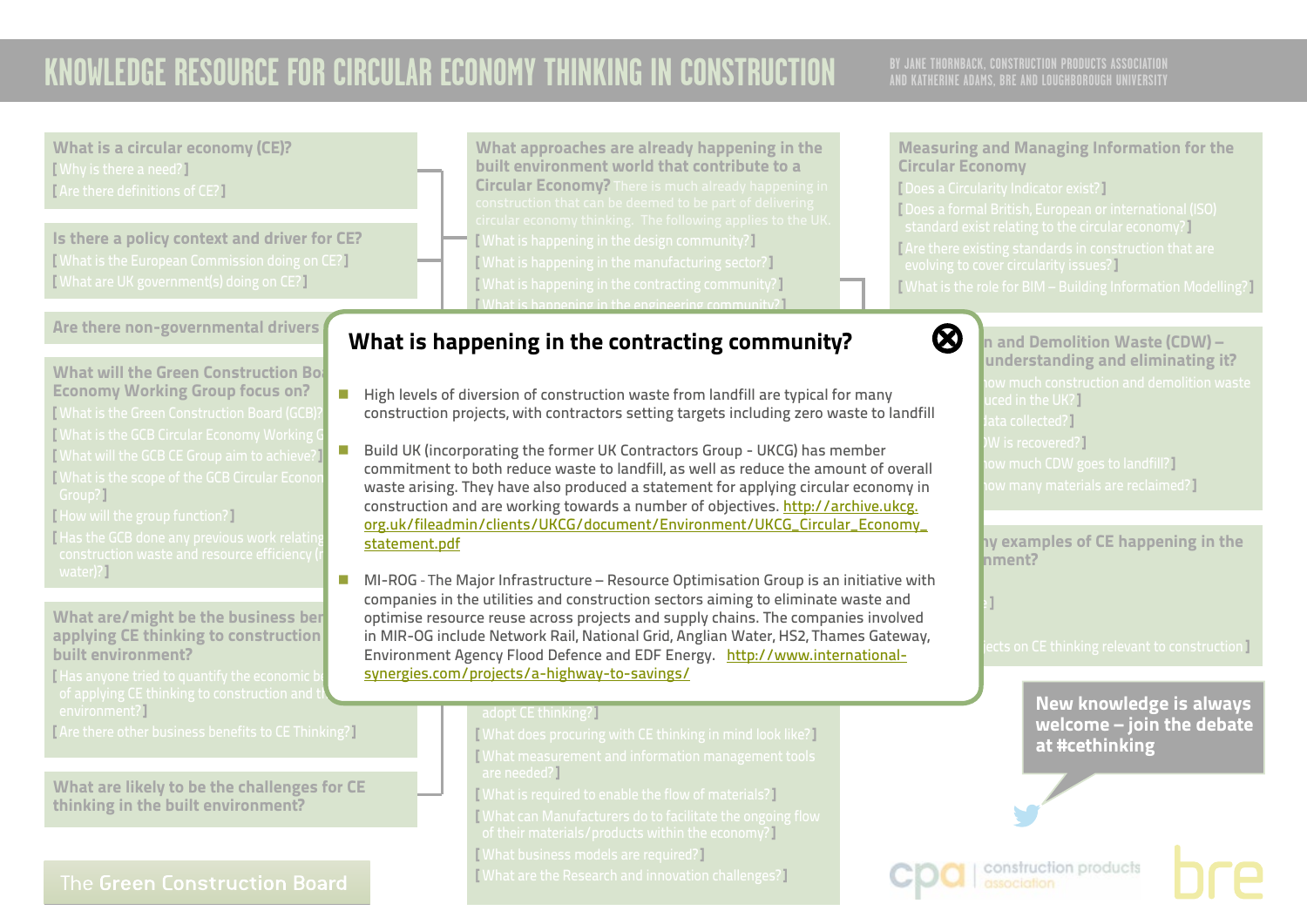# KNOWLEDGE RESOURCE FOR CIRCULAR ECONOMY THINKING IN CONSTRUCTION

BY JANE THORNBACK, CONSTRUCTION PRODUCTS ASSOCIATION AND KATHERINE ADAMS, BRE AND LOUGHBOROUGH UNIVERSITY

## What is happening in the contracting community?

- High levels of diversion of construction waste from landfill are typical for many construction projects, with contractors setting targets including zero waste to landfill
- Build UK (incorporating the former UK Contractors Group - UKCG) has member commitment to both reduce waste to landfill, as well as reduce the amount of overall waste arising. They have also produced a statement for applying circular economy in construction and are working towards a number of objectives. http://archive.ukcg.org.uk/fileadmin/clients/UKCG/document/Environment/UKCG_Circular_Economy_statement.pdf
- MI-ROG - The Major Infrastructure – Resource Optimisation Group is an initiative with companies in the utilities and construction sectors aiming to eliminate waste and optimise resource reuse across projects and supply chains. The companies involved in MIR-OG include Network Rail, National Grid, Anglian Water, HS2, Thames Gateway, Environment Agency Flood Defence and EDF Energy. http://www.international-synergies.com/projects/a-highway-to-savings/

New knowledge is always welcome – join the debate at #cethinking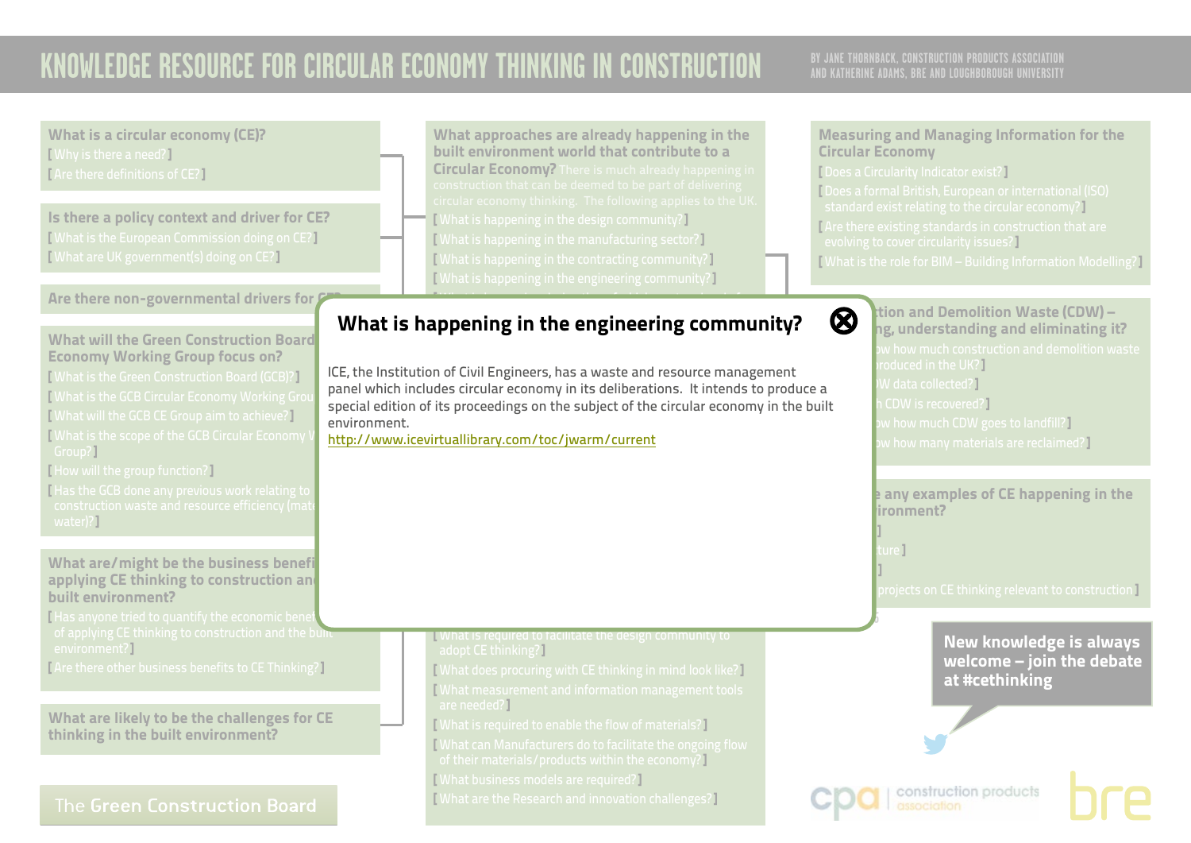# KNOWLEDGE RESOURCE FOR CIRCULAR ECONOMY THINKING IN CONSTRUCTION

BY JANE THORNBACK, CONSTRUCTION PRODUCTS ASSOCIATION AND KATHERINE ADAMS, BRE AND LOUGHBOROUGH UNIVERSITY

## What is happening in the engineering community?

ICE, the Institution of Civil Engineers, has a waste and resource management panel which includes circular economy in its deliberations. It intends to produce a special edition of its proceedings on the subject of the circular economy in the built environment.

http://www.icevirtuallibrary.com/toc/jwarm/current

---

**What is a circular economy (CE)?**
[ Why is there a need? ]
[ Are there definitions of CE? ]

**Is there a policy context and driver for CE?**
[ What is the European Commission doing on CE? ]
[ What are UK government(s) doing on CE? ]

**What approaches are already happening in the built environment world that contribute to a Circular Economy?** There is much already happening in construction that can be deemed to be part of delivering circular economy thinking. The following applies to the UK.
[ What is happening in the design community? ]
[ What is happening in the manufacturing sector? ]
[ What is happening in the contracting community? ]
[ What is happening in the engineering community? ]

**Measuring and Managing Information for the Circular Economy**
[ Does a Circularity Indicator exist? ]
[ Does a formal British, European or international (ISO) standard exist relating to the circular economy? ]
[ Are there existing standards in construction that are evolving to cover circularity issues? ]
[ What is the role for BIM – Building Information Modelling? ]

[ What is required to facilitate the design community to adopt CE thinking? ]
[ What does procuring with CE thinking in mind look like? ]
[ What measurement and information management tools are needed? ]
[ What is required to enable the flow of materials? ]
[ What can Manufacturers do to facilitate the ongoing flow of their materials/products within the economy? ]
[ What business models are required? ]
[ What are the Research and innovation challenges? ]

[ Has anyone tried to quantify the economic benefits of applying CE thinking to construction and the built environment? ]
[ Are there other business benefits to CE Thinking? ]

**What are likely to be the challenges for CE thinking in the built environment?**

The Green Construction Board

New knowledge is always welcome – join the debate at #cethinking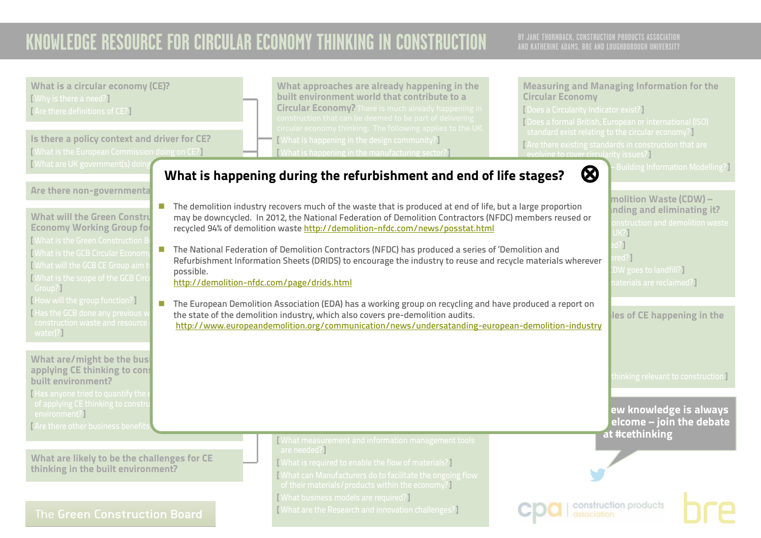# KNOWLEDGE RESOURCE FOR CIRCULAR ECONOMY THINKING IN CONSTRUCTION

BY JANE THORNBACK, CONSTRUCTION PRODUCTS ASSOCIATION AND KATHERINE ADAMS, BRE AND LOUGHBOROUGH UNIVERSITY

## What is happening during the refurbishment and end of life stages?

- The demolition industry recovers much of the waste that is produced at end of life, but a large proportion may be downcycled. In 2012, the National Federation of Demolition Contractors (NFDC) members reused or recycled 94% of demolition waste http://demolition-nfdc.com/news/posstat.html
- The National Federation of Demolition Contractors (NFDC) has produced a series of 'Demolition and Refurbishment Information Sheets (DRIDS) to encourage the industry to reuse and recycle materials wherever possible. http://demolition-nfdc.com/page/drids.html
- The European Demolition Association (EDA) has a working group on recycling and have produced a report on the state of the demolition industry, which also covers pre-demolition audits. http://www.europeandemolition.org/communication/news/undersatanding-european-demolition-industry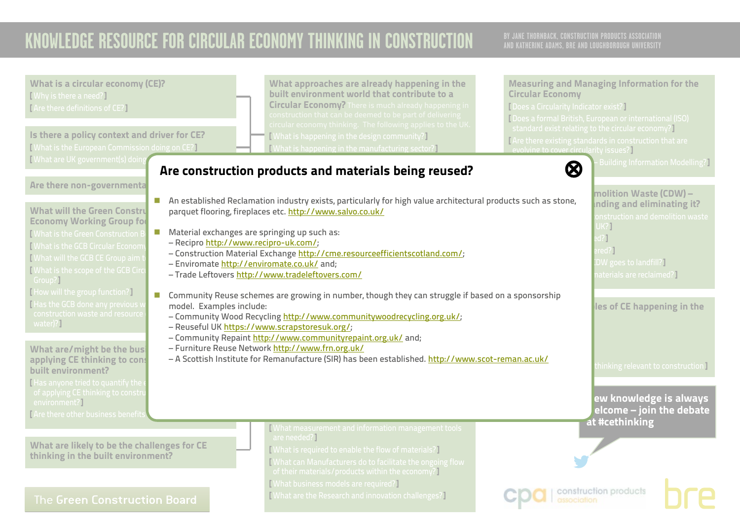# KNOWLEDGE RESOURCE FOR CIRCULAR ECONOMY THINKING IN CONSTRUCTION

BY JANE THORNBACK, CONSTRUCTION PRODUCTS ASSOCIATION AND KATHERINE ADAMS, BRE AND LOUGHBOROUGH UNIVERSITY

## Are construction products and materials being reused?

- An established Reclamation industry exists, particularly for high value architectural products such as stone, parquet flooring, fireplaces etc. http://www.salvo.co.uk/
- Material exchanges are springing up such as:
  – Recipro http://www.recipro-uk.com/;
  – Construction Material Exchange http://cme.resourceefficientscotland.com/;
  – Enviromate http://enviromate.co.uk/ and;
  – Trade Leftovers http://www.tradeleftovers.com/
- Community Reuse schemes are growing in number, though they can struggle if based on a sponsorship model. Examples include:
  – Community Wood Recycling http://www.communitywoodrecycling.org.uk/;
  – Reuseful UK https://www.scrapstoresuk.org/;
  – Community Repaint http://www.communityrepaint.org.uk/ and;
  – Furniture Reuse Network http://www.frn.org.uk/
  – A Scottish Institute for Remanufacture (SIR) has been established. http://www.scot-reman.ac.uk/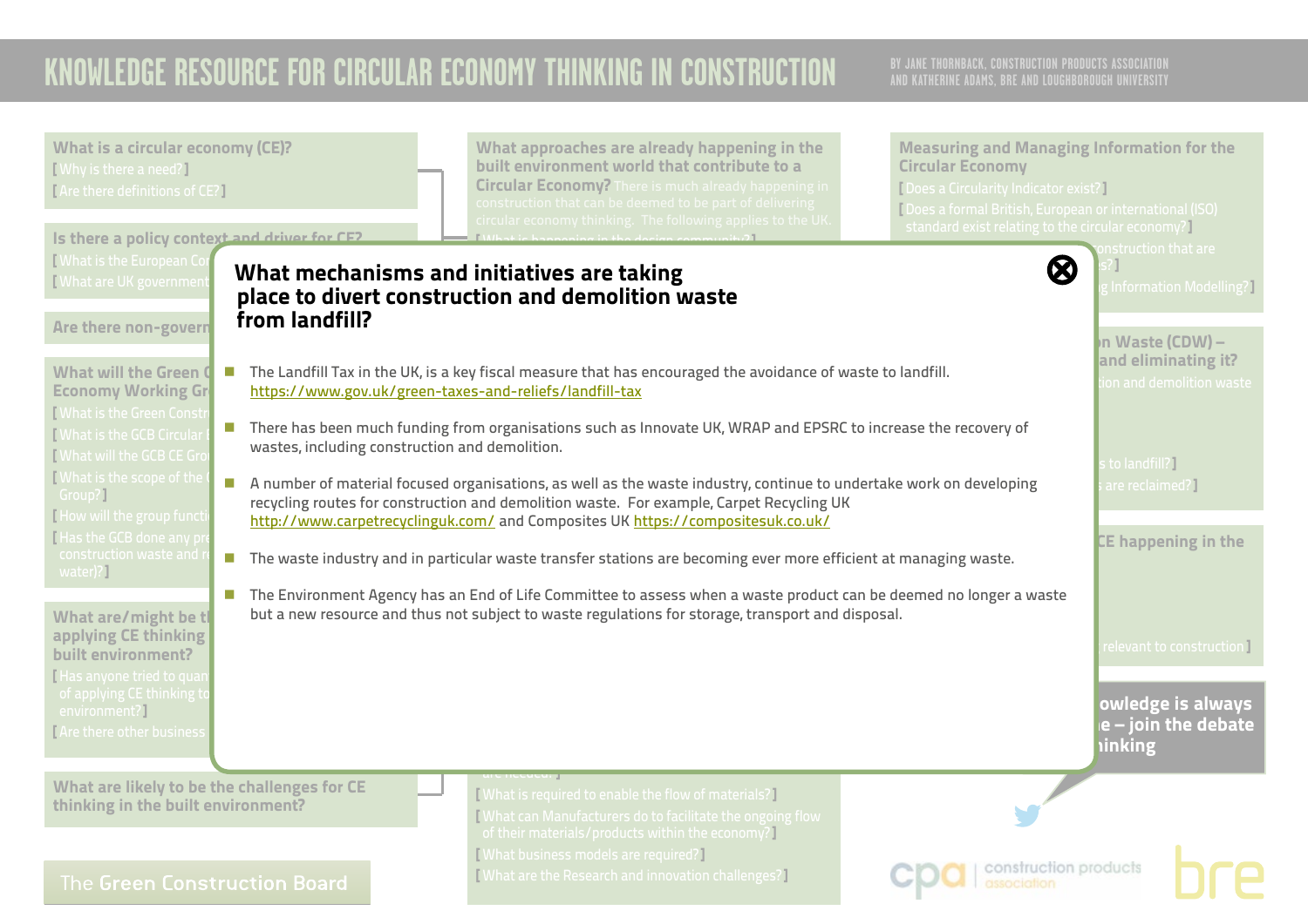## What mechanisms and initiatives are taking place to divert construction and demolition waste from landfill?

- The Landfill Tax in the UK, is a key fiscal measure that has encouraged the avoidance of waste to landfill. https://www.gov.uk/green-taxes-and-reliefs/landfill-tax
- There has been much funding from organisations such as Innovate UK, WRAP and EPSRC to increase the recovery of wastes, including construction and demolition.
- A number of material focused organisations, as well as the waste industry, continue to undertake work on developing recycling routes for construction and demolition waste. For example, Carpet Recycling UK http://www.carpetrecyclinguk.com/ and Composites UK https://compositesuk.co.uk/
- The waste industry and in particular waste transfer stations are becoming ever more efficient at managing waste.
- The Environment Agency has an End of Life Committee to assess when a waste product can be deemed no longer a waste but a new resource and thus not subject to waste regulations for storage, transport and disposal.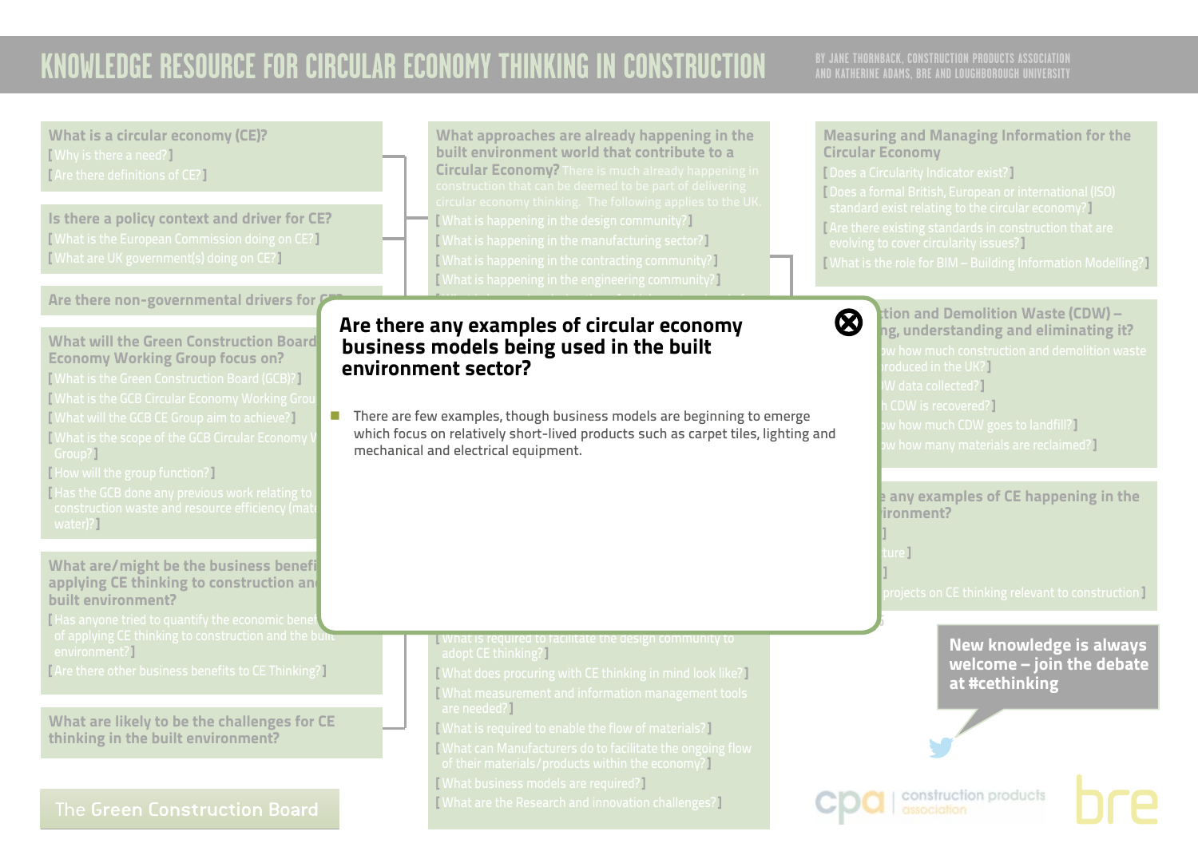# KNOWLEDGE RESOURCE FOR CIRCULAR ECONOMY THINKING IN CONSTRUCTION

BY JANE THORNBACK, CONSTRUCTION PRODUCTS ASSOCIATION AND KATHERINE ADAMS, BRE AND LOUGHBOROUGH UNIVERSITY

## Are there any examples of circular economy business models being used in the built environment sector?

- There are few examples, though business models are beginning to emerge which focus on relatively short-lived products such as carpet tiles, lighting and mechanical and electrical equipment.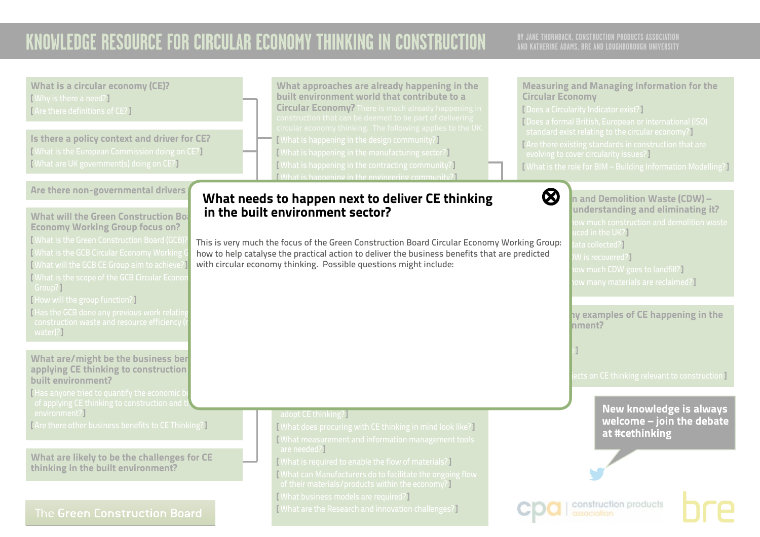# KNOWLEDGE RESOURCE FOR CIRCULAR ECONOMY THINKING IN CONSTRUCTION

BY JANE THORNBACK, CONSTRUCTION PRODUCTS ASSOCIATION AND KATHERINE ADAMS, BRE AND LOUGHBOROUGH UNIVERSITY

**What is a circular economy (CE)?**

[ Why is there a need? ]

[ Are there definitions of CE? ]

**Is there a policy context and driver for CE?**

[ What is the European Commission doing on CE? ]

[ What are UK government(s) doing on CE? ]

**Are there non-governmental drivers**

**What will the Green Construction Bo... Economy Working Group focus on?**

[ What is the Green Construction Board (GCB)? ]

[ What is the GCB Circular Economy Working G... ]

[ What will the GCB CE Group aim to achieve? ]

[ What is the scope of the GCB Circular Econom... Group? ]

[ How will the group function? ]

[ Has the GCB done any previous work relating... construction waste and resource efficiency (r... water)? ]

**What are/might be the business ber... applying CE thinking to construction... built environment?**

[ Has anyone tried to quantify the economic b... of applying CE thinking to construction and t... environment? ]

[ Are there other business benefits to CE Thinking? ]

**What are likely to be the challenges for CE thinking in the built environment?**

**What approaches are already happening in the built environment world that contribute to a Circular Economy?** There is much already happening in construction that can be deemed to be part of delivering circular economy thinking. The following applies to the UK.

[ What is happening in the design community? ]

[ What is happening in the manufacturing sector? ]

[ What is happening in the contracting community? ]

[ What is happening in the engineering community? ]

## What needs to happen next to deliver CE thinking in the built environment sector?

This is very much the focus of the Green Construction Board Circular Economy Working Group: how to help catalyse the practical action to deliver the business benefits that are predicted with circular economy thinking. Possible questions might include:

... adopt CE thinking? ]

[ What does procuring with CE thinking in mind look like? ]

[ What measurement and information management tools are needed? ]

[ What is required to enable the flow of materials? ]

[ What can Manufacturers do to facilitate the ongoing flow of their materials/products within the economy? ]

[ What business models are required? ]

[ What are the Research and innovation challenges? ]

**Measuring and Managing Information for the Circular Economy**

[ Does a Circularity Indicator exist? ]

[ Does a formal British, European or international (ISO) standard exist relating to the circular economy? ]

[ Are there existing standards in construction that are evolving to cover circularity issues? ]

[ What is the role for BIM – Building Information Modelling? ]

**...n and Demolition Waste (CDW) – ...understanding and eliminating it?**

[ ...ow much construction and demolition waste ...uced in the UK? ]

[ ...data collected? ]

[ ...DW is recovered? ]

[ ...ow much CDW goes to landfill? ]

[ ...ow many materials are reclaimed? ]

**...ny examples of CE happening in the ...nment?**

... ]

[ ...ects on CE thinking relevant to construction ]

**New knowledge is always welcome – join the debate at #cethinking**

The Green Construction Board

construction products association

bre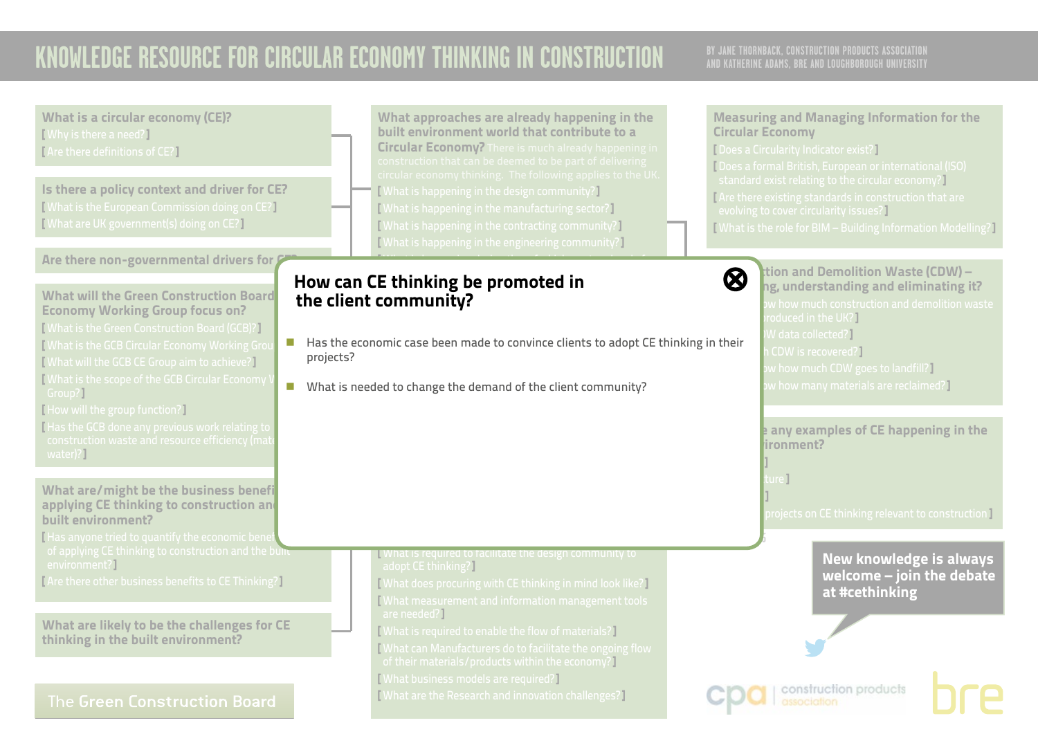# KNOWLEDGE RESOURCE FOR CIRCULAR ECONOMY THINKING IN CONSTRUCTION

BY JANE THORNBACK, CONSTRUCTION PRODUCTS ASSOCIATION AND KATHERINE ADAMS, BRE AND LOUGHBOROUGH UNIVERSITY

## How can CE thinking be promoted in the client community?

- Has the economic case been made to convince clients to adopt CE thinking in their projects?
- What is needed to change the demand of the client community?

New knowledge is always welcome – join the debate at #cethinking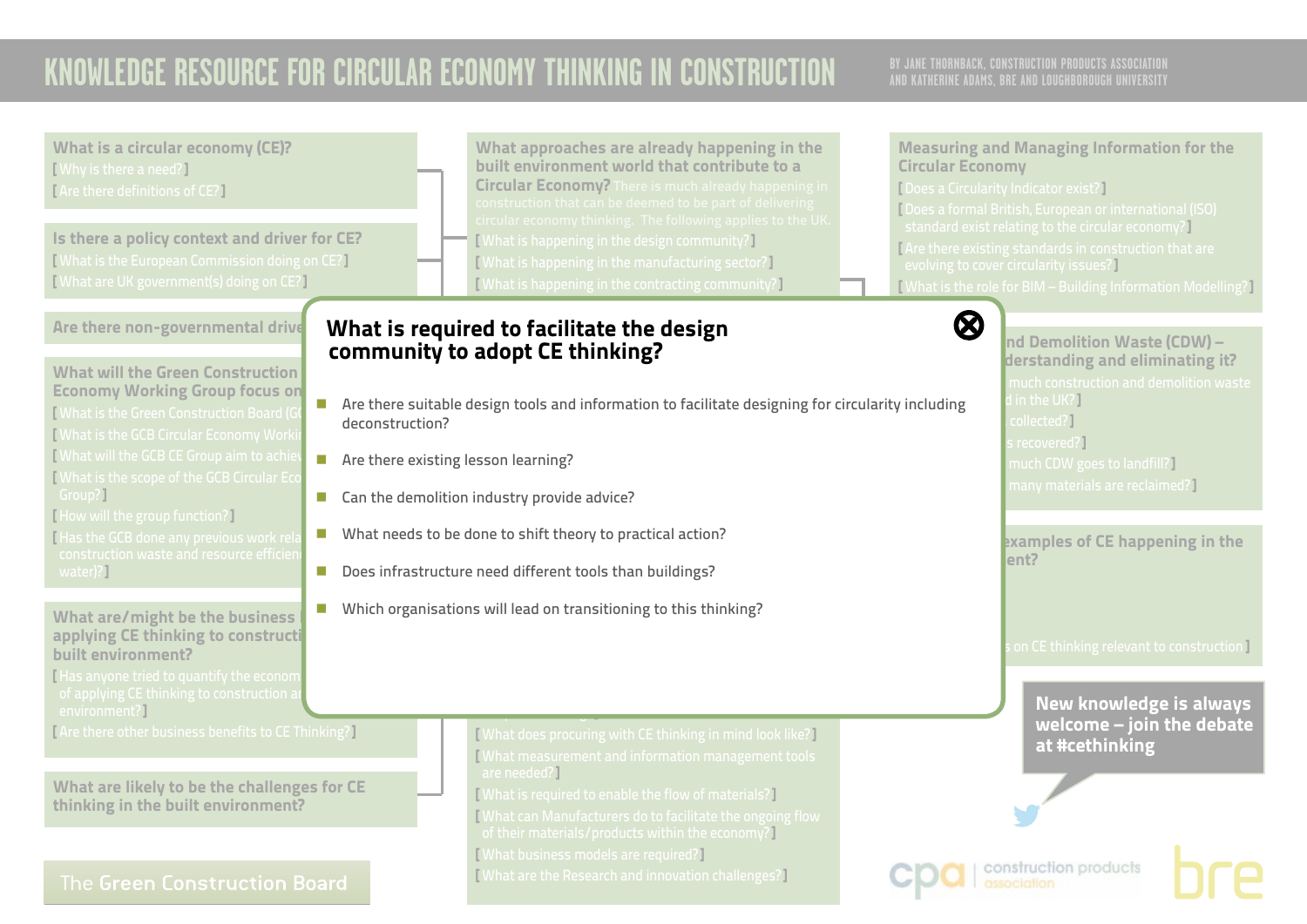# KNOWLEDGE RESOURCE FOR CIRCULAR ECONOMY THINKING IN CONSTRUCTION

BY JANE THORNBACK, CONSTRUCTION PRODUCTS ASSOCIATION AND KATHERINE ADAMS, BRE AND LOUGHBOROUGH UNIVERSITY

## What is required to facilitate the design community to adopt CE thinking?

- Are there suitable design tools and information to facilitate designing for circularity including deconstruction?
- Are there existing lesson learning?
- Can the demolition industry provide advice?
- What needs to be done to shift theory to practical action?
- Does infrastructure need different tools than buildings?
- Which organisations will lead on transitioning to this thinking?

New knowledge is always welcome – join the debate at #cethinking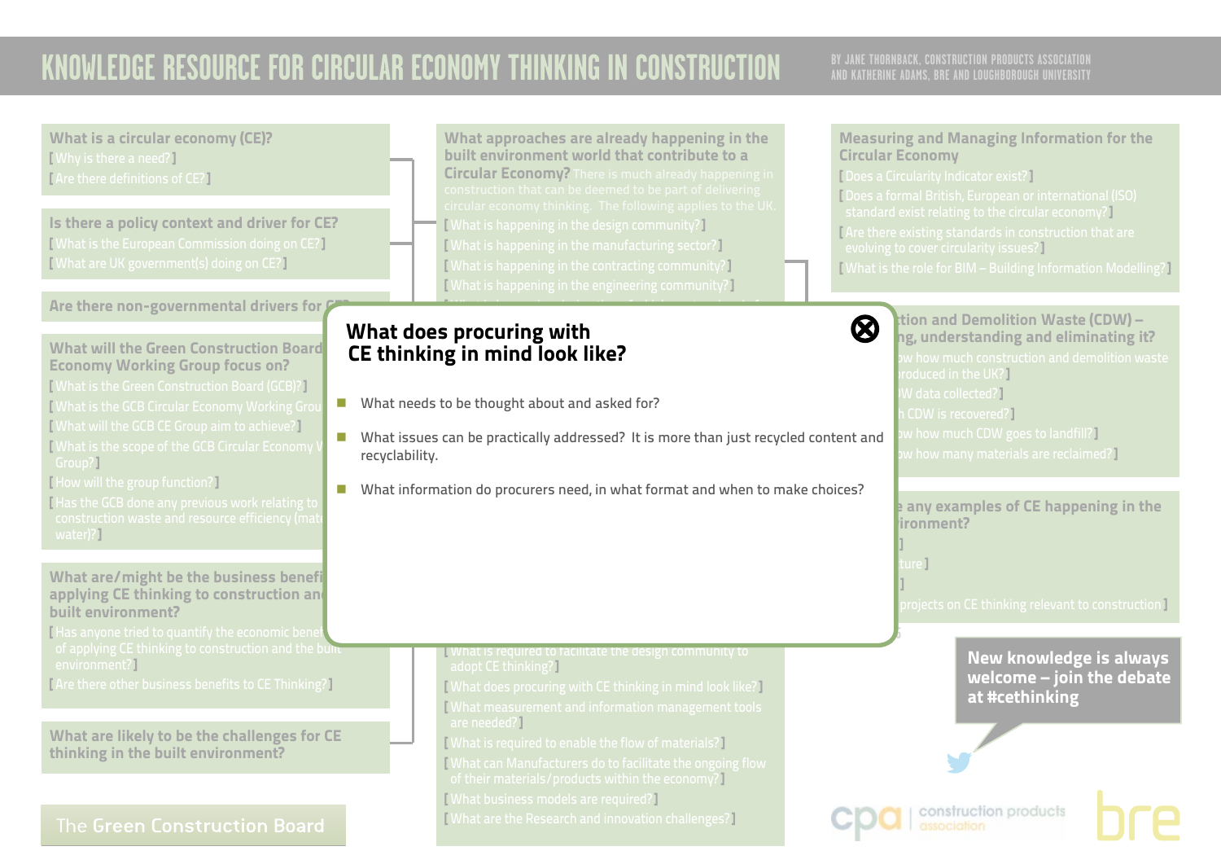# KNOWLEDGE RESOURCE FOR CIRCULAR ECONOMY THINKING IN CONSTRUCTION

BY JANE THORNBACK, CONSTRUCTION PRODUCTS ASSOCIATION AND KATHERINE ADAMS, BRE AND LOUGHBOROUGH UNIVERSITY

## What does procuring with CE thinking in mind look like?

- What needs to be thought about and asked for?
- What issues can be practically addressed? It is more than just recycled content and recyclability.
- What information do procurers need, in what format and when to make choices?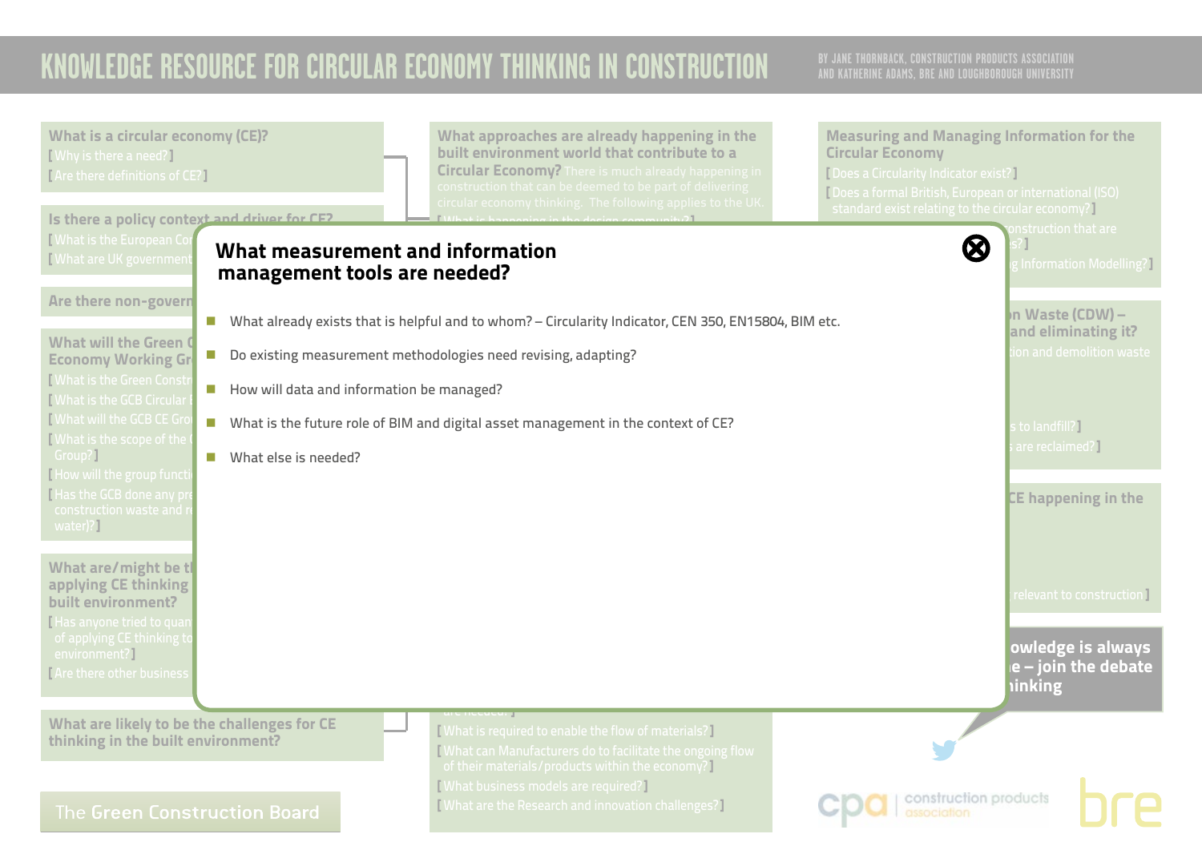# What measurement and information management tools are needed?

- What already exists that is helpful and to whom? – Circularity Indicator, CEN 350, EN15804, BIM etc.
- Do existing measurement methodologies need revising, adapting?
- How will data and information be managed?
- What is the future role of BIM and digital asset management in the context of CE?
- What else is needed?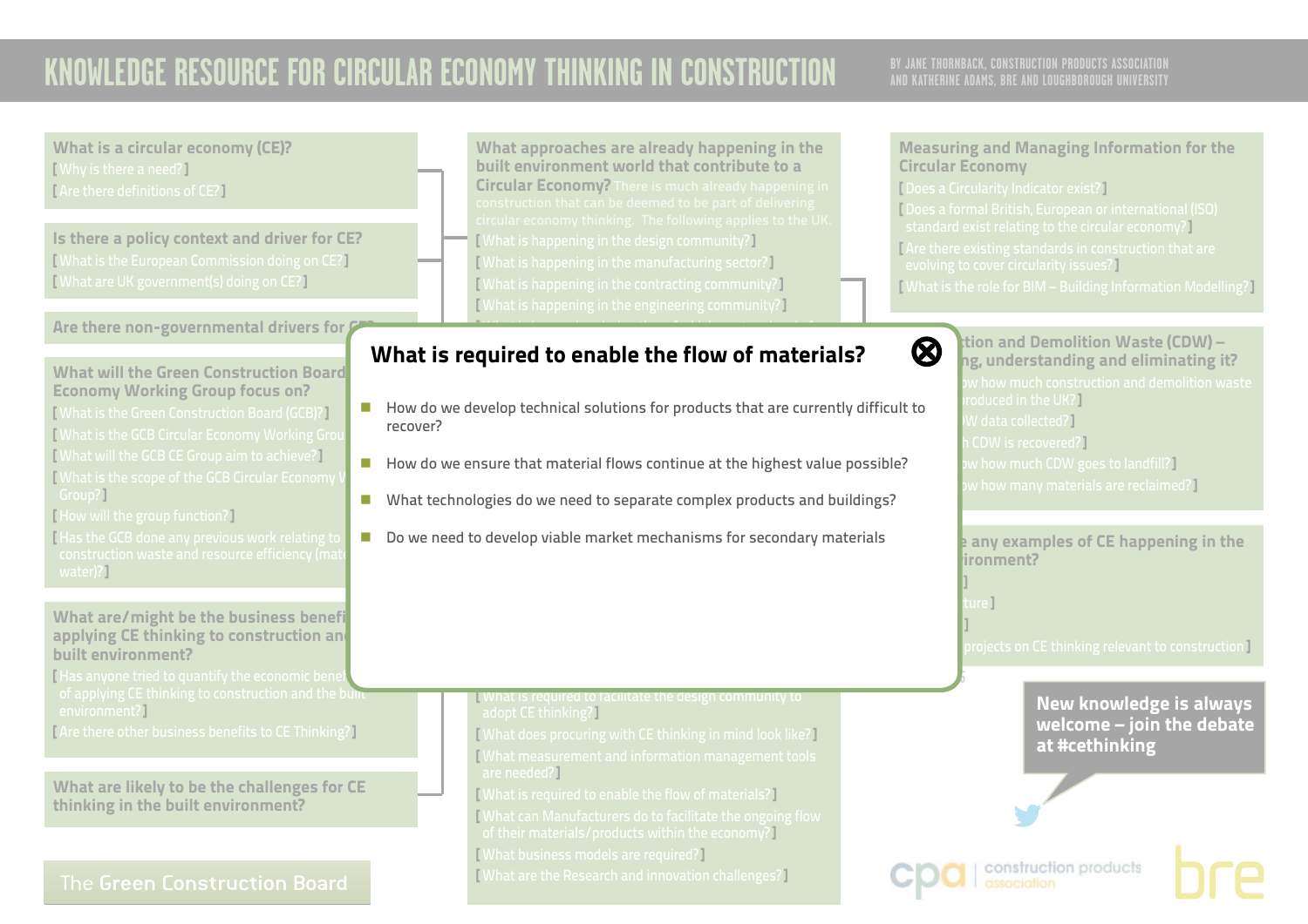# KNOWLEDGE RESOURCE FOR CIRCULAR ECONOMY THINKING IN CONSTRUCTION

BY JANE THORNBACK, CONSTRUCTION PRODUCTS ASSOCIATION AND KATHERINE ADAMS, BRE AND LOUGHBOROUGH UNIVERSITY

## What is required to enable the flow of materials?

- How do we develop technical solutions for products that are currently difficult to recover?
- How do we ensure that material flows continue at the highest value possible?
- What technologies do we need to separate complex products and buildings?
- Do we need to develop viable market mechanisms for secondary materials

---

**What is a circular economy (CE)?**
[ Why is there a need? ]
[ Are there definitions of CE? ]

**Is there a policy context and driver for CE?**
[ What is the European Commission doing on CE? ]
[ What are UK government(s) doing on CE? ]

**Are there non-governmental drivers for CE?**

**What will the Green Construction Board Circular Economy Working Group focus on?**
[ What is the Green Construction Board (GCB)? ]
[ What is the GCB Circular Economy Working Group? ]
[ What will the GCB CE Group aim to achieve? ]
[ What is the scope of the GCB Circular Economy Working Group? ]
[ How will the group function? ]
[ Has the GCB done any previous work relating to construction waste and resource efficiency (materials, water)? ]

**What are/might be the business benefits of applying CE thinking to construction and the built environment?**
[ Has anyone tried to quantify the economic benefits of applying CE thinking to construction and the built environment? ]
[ Are there other business benefits to CE Thinking? ]

**What are likely to be the challenges for CE thinking in the built environment?**

**What approaches are already happening in the built environment world that contribute to a Circular Economy?** There is much already happening in construction that can be deemed to be part of delivering circular economy thinking. The following applies to the UK.
[ What is happening in the design community? ]
[ What is happening in the manufacturing sector? ]
[ What is happening in the contracting community? ]
[ What is happening in the engineering community? ]
[ What is required to facilitate the design community to adopt CE thinking? ]
[ What does procuring with CE thinking in mind look like? ]
[ What measurement and information management tools are needed? ]
[ What is required to enable the flow of materials? ]
[ What can Manufacturers do to facilitate the ongoing flow of their materials/products within the economy? ]
[ What business models are required? ]
[ What are the Research and innovation challenges? ]

**Measuring and Managing Information for the Circular Economy**
[ Does a Circularity Indicator exist? ]
[ Does a formal British, European or international (ISO) standard exist relating to the circular economy? ]
[ Are there existing standards in construction that are evolving to cover circularity issues? ]
[ What is the role for BIM – Building Information Modelling? ]

**Construction and Demolition Waste (CDW) – measuring, understanding and eliminating it?**
[ Do we know how much construction and demolition waste is produced in the UK? ]
[ How is CDW data collected? ]
[ How much CDW is recovered? ]
[ Do we know how much CDW goes to landfill? ]
[ Do we know how many materials are reclaimed? ]

**Are there any examples of CE happening in the built environment?**
[ ... ]
[ ...ture ]
[ ... ]
[ ...projects on CE thinking relevant to construction ]

**New knowledge is always welcome – join the debate at #cethinking**

The Green Construction Board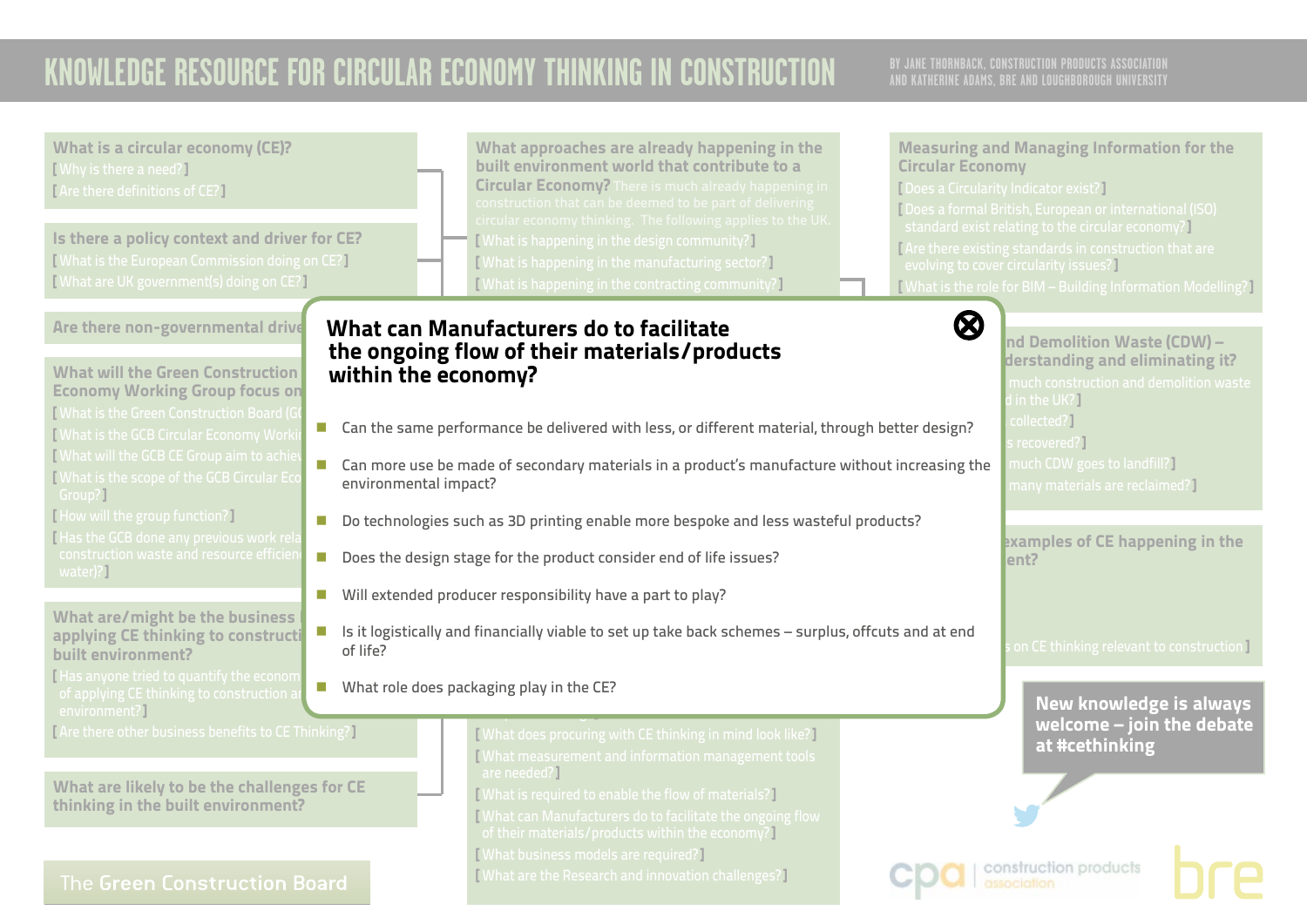# KNOWLEDGE RESOURCE FOR CIRCULAR ECONOMY THINKING IN CONSTRUCTION

BY JANE THORNBACK, CONSTRUCTION PRODUCTS ASSOCIATION AND KATHERINE ADAMS, BRE AND LOUGHBOROUGH UNIVERSITY

## What can Manufacturers do to facilitate the ongoing flow of their materials/products within the economy?

- Can the same performance be delivered with less, or different material, through better design?
- Can more use be made of secondary materials in a product's manufacture without increasing the environmental impact?
- Do technologies such as 3D printing enable more bespoke and less wasteful products?
- Does the design stage for the product consider end of life issues?
- Will extended producer responsibility have a part to play?
- Is it logistically and financially viable to set up take back schemes – surplus, offcuts and at end of life?
- What role does packaging play in the CE?

**What is a circular economy (CE)?**
[ Why is there a need? ]
[ Are there definitions of CE? ]

**Is there a policy context and driver for CE?**
[ What is the European Commission doing on CE? ]
[ What are UK government(s) doing on CE? ]

**Are there non-governmental drive**

**What will the Green Construction Economy Working Group focus on**
[ What is the Green Construction Board (GC
[ What is the GCB Circular Economy Workin
[ What will the GCB CE Group aim to achiev
[ What is the scope of the GCB Circular Eco Group? ]
[ How will the group function? ]
[ Has the GCB done any previous work rela construction waste and resource efficien water)? ]

**What are/might be the business applying CE thinking to constructi built environment?**
[ Has anyone tried to quantify the econom of applying CE thinking to construction ar environment? ]
[ Are there other business benefits to CE Thinking? ]

**What are likely to be the challenges for CE thinking in the built environment?**

The Green Construction Board

**What approaches are already happening in the built environment world that contribute to a Circular Economy?** There is much already happening in construction that can be deemed to be part of delivering circular economy thinking. The following applies to the UK.
[ What is happening in the design community? ]
[ What is happening in the manufacturing sector? ]
[ What is happening in the contracting community? ]

[ What does procuring with CE thinking in mind look like? ]
[ What measurement and information management tools are needed? ]
[ What is required to enable the flow of materials? ]
[ What can Manufacturers do to facilitate the ongoing flow of their materials/products within the economy? ]
[ What business models are required? ]
[ What are the Research and innovation challenges? ]

**Measuring and Managing Information for the Circular Economy**
[ Does a Circularity Indicator exist? ]
[ Does a formal British, European or international (ISO) standard exist relating to the circular economy? ]
[ Are there existing standards in construction that are evolving to cover circularity issues? ]
[ What is the role for BIM – Building Information Modelling? ]

**nd Demolition Waste (CDW) – derstanding and eliminating it?**
much construction and demolition waste d in the UK? ]
collected? ]
s recovered? ]
much CDW goes to landfill? ]
many materials are reclaimed? ]

**examples of CE happening in the ent?**

s on CE thinking relevant to construction ]

**New knowledge is always welcome – join the debate at #cethinking**

construction products association

bre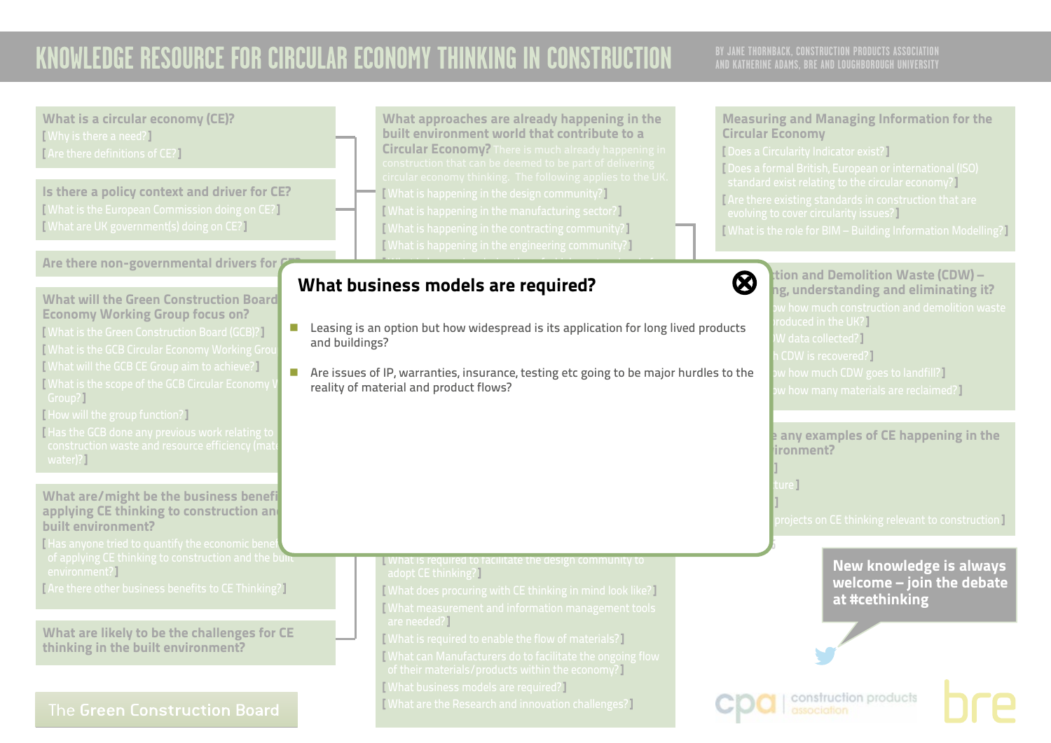# KNOWLEDGE RESOURCE FOR CIRCULAR ECONOMY THINKING IN CONSTRUCTION

BY JANE THORNBACK, CONSTRUCTION PRODUCTS ASSOCIATION AND KATHERINE ADAMS, BRE AND LOUGHBOROUGH UNIVERSITY

## What business models are required?

- Leasing is an option but how widespread is its application for long lived products and buildings?
- Are issues of IP, warranties, insurance, testing etc going to be major hurdles to the reality of material and product flows?

**What is a circular economy (CE)?**
[ Why is there a need? ]
[ Are there definitions of CE? ]

**Is there a policy context and driver for CE?**
[ What is the European Commission doing on CE? ]
[ What are UK government(s) doing on CE? ]

**Are there non-governmental drivers for CE?**

**What will the Green Construction Board Circular Economy Working Group focus on?**
[ What is the Green Construction Board (GCB)? ]
[ What is the GCB Circular Economy Working Group? ]
[ What will the GCB CE Group aim to achieve? ]
[ What is the scope of the GCB Circular Economy Working Group? ]
[ How will the group function? ]
[ Has the GCB done any previous work relating to construction waste and resource efficiency (materials, water)? ]

**What are/might be the business benefits of applying CE thinking to construction and the built environment?**
[ Has anyone tried to quantify the economic benefits of applying CE thinking to construction and the built environment? ]
[ Are there other business benefits to CE Thinking? ]

**What are likely to be the challenges for CE thinking in the built environment?**

**What approaches are already happening in the built environment world that contribute to a Circular Economy?** There is much already happening in construction that can be deemed to be part of delivering circular economy thinking. The following applies to the UK.
[ What is happening in the design community? ]
[ What is happening in the manufacturing sector? ]
[ What is happening in the contracting community? ]
[ What is happening in the engineering community? ]
[ What is required to facilitate the design community to adopt CE thinking? ]
[ What does procuring with CE thinking in mind look like? ]
[ What measurement and information management tools are needed? ]
[ What is required to enable the flow of materials? ]
[ What can Manufacturers do to facilitate the ongoing flow of their materials/products within the economy? ]
[ What business models are required? ]
[ What are the Research and innovation challenges? ]

**Measuring and Managing Information for the Circular Economy**
[ Does a Circularity Indicator exist? ]
[ Does a formal British, European or international (ISO) standard exist relating to the circular economy? ]
[ Are there existing standards in construction that are evolving to cover circularity issues? ]
[ What is the role for BIM – Building Information Modelling? ]

**Construction and Demolition Waste (CDW) – ...ng, understanding and eliminating it?**
[ ...ow how much construction and demolition waste ...roduced in the UK? ]
[ ...W data collected? ]
[ ...h CDW is recovered? ]
[ ...ow how much CDW goes to landfill? ]
[ ...ow how many materials are reclaimed? ]

**...e any examples of CE happening in the ...ironment?**
[ ... ]
[ ...ture ]
[ ... ]
[ ...projects on CE thinking relevant to construction ]

**New knowledge is always welcome – join the debate at #cethinking**

The Green Construction Board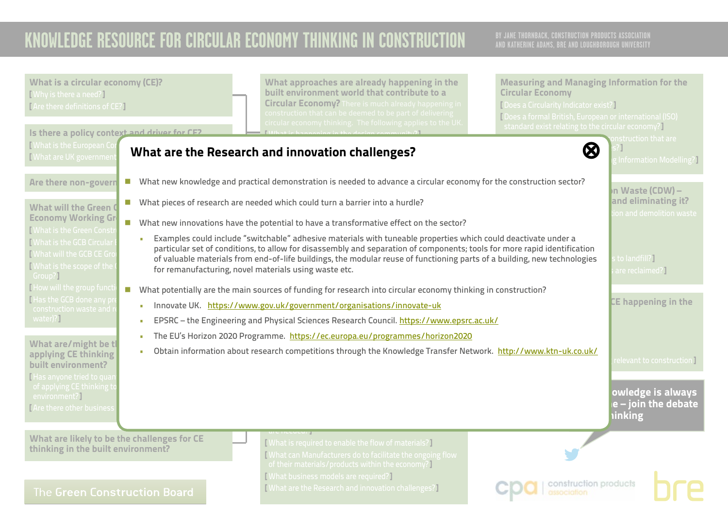## What are the Research and innovation challenges?

- What new knowledge and practical demonstration is needed to advance a circular economy for the construction sector?
- What pieces of research are needed which could turn a barrier into a hurdle?
- What new innovations have the potential to have a transformative effect on the sector?
  - Examples could include "switchable" adhesive materials with tuneable properties which could deactivate under a particular set of conditions, to allow for disassembly and separation of components; tools for more rapid identification of valuable materials from end-of-life buildings, the modular reuse of functioning parts of a building, new technologies for remanufacturing, novel materials using waste etc.
- What potentially are the main sources of funding for research into circular economy thinking in construction?
  - Innovate UK. https://www.gov.uk/government/organisations/innovate-uk
  - EPSRC – the Engineering and Physical Sciences Research Council. https://www.epsrc.ac.uk/
  - The EU's Horizon 2020 Programme. https://ec.europa.eu/programmes/horizon2020
  - Obtain information about research competitions through the Knowledge Transfer Network. http://www.ktn-uk.co.uk/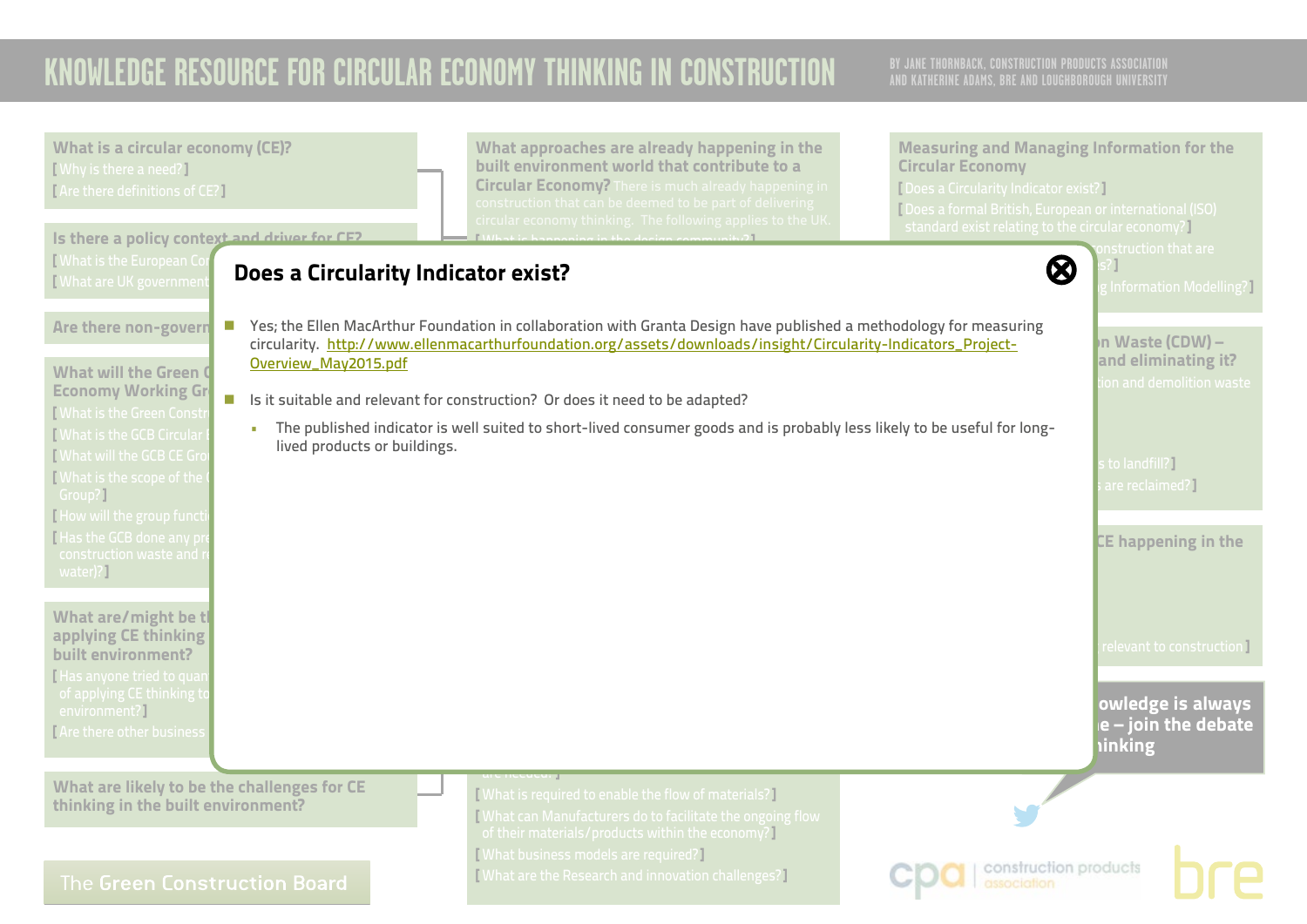# Does a Circularity Indicator exist?

- Yes; the Ellen MacArthur Foundation in collaboration with Granta Design have published a methodology for measuring circularity. http://www.ellenmacarthurfoundation.org/assets/downloads/insight/Circularity-Indicators_Project-Overview_May2015.pdf
- Is it suitable and relevant for construction? Or does it need to be adapted?
  - The published indicator is well suited to short-lived consumer goods and is probably less likely to be useful for long-lived products or buildings.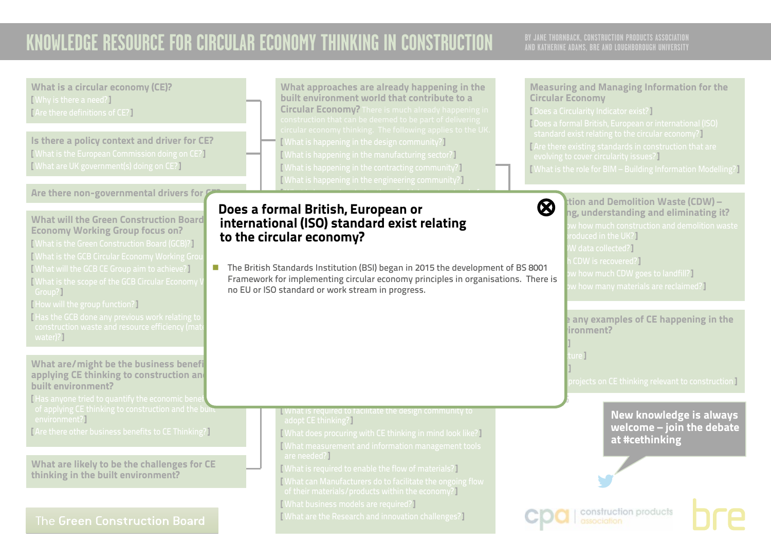# KNOWLEDGE RESOURCE FOR CIRCULAR ECONOMY THINKING IN CONSTRUCTION

BY JANE THORNBACK, CONSTRUCTION PRODUCTS ASSOCIATION AND KATHERINE ADAMS, BRE AND LOUGHBOROUGH UNIVERSITY

## Does a formal British, European or international (ISO) standard exist relating to the circular economy?

- The British Standards Institution (BSI) began in 2015 the development of BS 8001 Framework for implementing circular economy principles in organisations. There is no EU or ISO standard or work stream in progress.

**What is a circular economy (CE)?**
[ Why is there a need? ]
[ Are there definitions of CE? ]

**Is there a policy context and driver for CE?**
[ What is the European Commission doing on CE? ]
[ What are UK government(s) doing on CE? ]

**What approaches are already happening in the built environment world that contribute to a Circular Economy?** There is much already happening in construction that can be deemed to be part of delivering circular economy thinking. The following applies to the UK.
[ What is happening in the design community? ]
[ What is happening in the manufacturing sector? ]
[ What is happening in the contracting community? ]
[ What is happening in the engineering community? ]

**Measuring and Managing Information for the Circular Economy**
[ Does a Circularity Indicator exist? ]
[ Does a formal British, European or international (ISO) standard exist relating to the circular economy? ]
[ Are there existing standards in construction that are evolving to cover circularity issues? ]
[ What is the role for BIM – Building Information Modelling? ]

**What are likely to be the challenges for CE thinking in the built environment?**

[ What does procuring with CE thinking in mind look like? ]
[ What measurement and information management tools are needed? ]
[ What is required to enable the flow of materials? ]
[ What can Manufacturers do to facilitate the ongoing flow of their materials/products within the economy? ]
[ What business models are required? ]
[ What are the Research and innovation challenges? ]

**New knowledge is always welcome – join the debate at #cethinking**

The Green Construction Board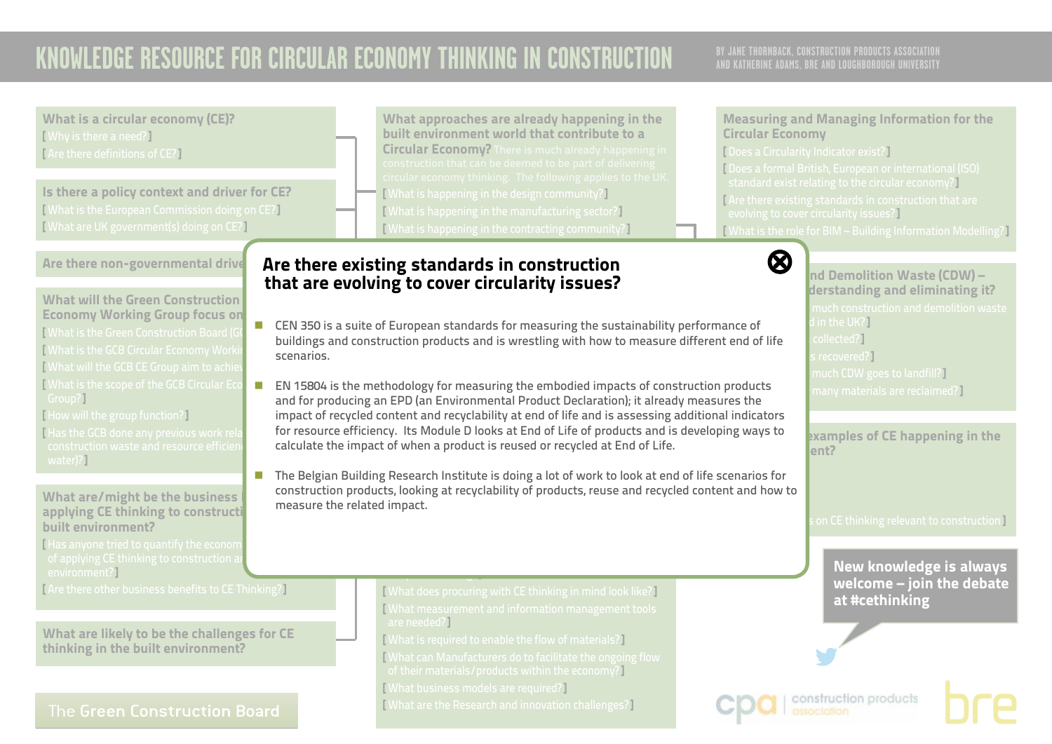# KNOWLEDGE RESOURCE FOR CIRCULAR ECONOMY THINKING IN CONSTRUCTION

BY JANE THORNBACK, CONSTRUCTION PRODUCTS ASSOCIATION AND KATHERINE ADAMS, BRE AND LOUGHBOROUGH UNIVERSITY

## Are there existing standards in construction that are evolving to cover circularity issues?

- CEN 350 is a suite of European standards for measuring the sustainability performance of buildings and construction products and is wrestling with how to measure different end of life scenarios.
- EN 15804 is the methodology for measuring the embodied impacts of construction products and for producing an EPD (an Environmental Product Declaration); it already measures the impact of recycled content and recyclability at end of life and is assessing additional indicators for resource efficiency. Its Module D looks at End of Life of products and is developing ways to calculate the impact of when a product is reused or recycled at End of Life.
- The Belgian Building Research Institute is doing a lot of work to look at end of life scenarios for construction products, looking at recyclability of products, reuse and recycled content and how to measure the related impact.

New knowledge is always welcome – join the debate at #cethinking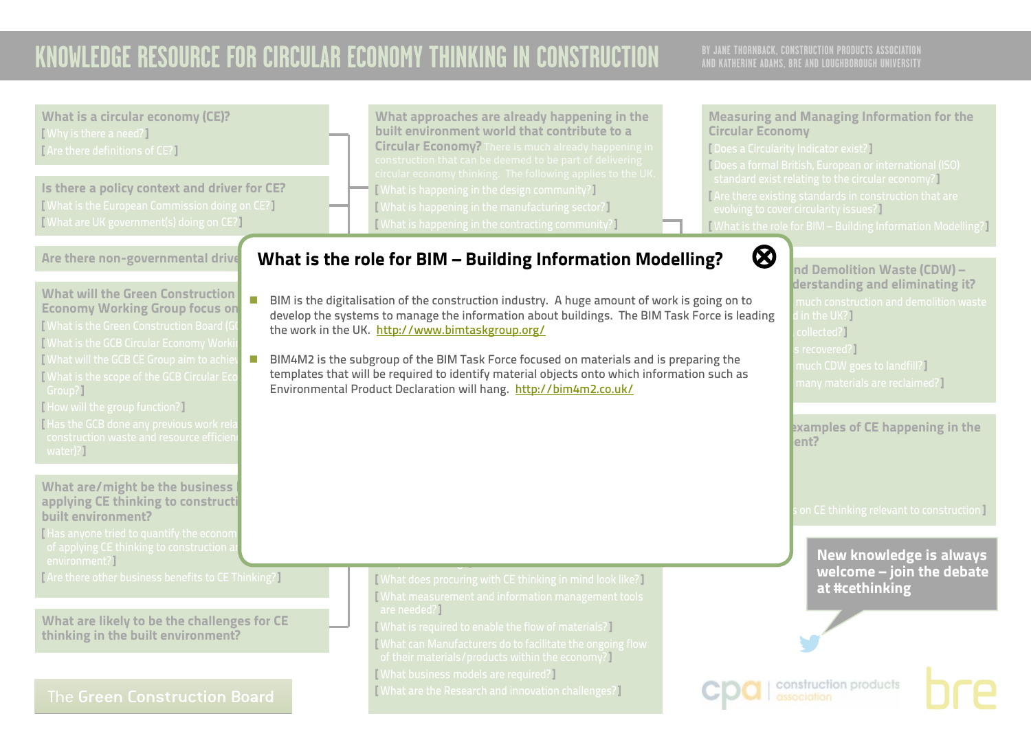# KNOWLEDGE RESOURCE FOR CIRCULAR ECONOMY THINKING IN CONSTRUCTION

BY JANE THORNBACK, CONSTRUCTION PRODUCTS ASSOCIATION AND KATHERINE ADAMS, BRE AND LOUGHBOROUGH UNIVERSITY

## What is the role for BIM – Building Information Modelling?

- BIM is the digitalisation of the construction industry. A huge amount of work is going on to develop the systems to manage the information about buildings. The BIM Task Force is leading the work in the UK. http://www.bimtaskgroup.org/
- BIM4M2 is the subgroup of the BIM Task Force focused on materials and is preparing the templates that will be required to identify material objects onto which information such as Environmental Product Declaration will hang. http://bim4m2.co.uk/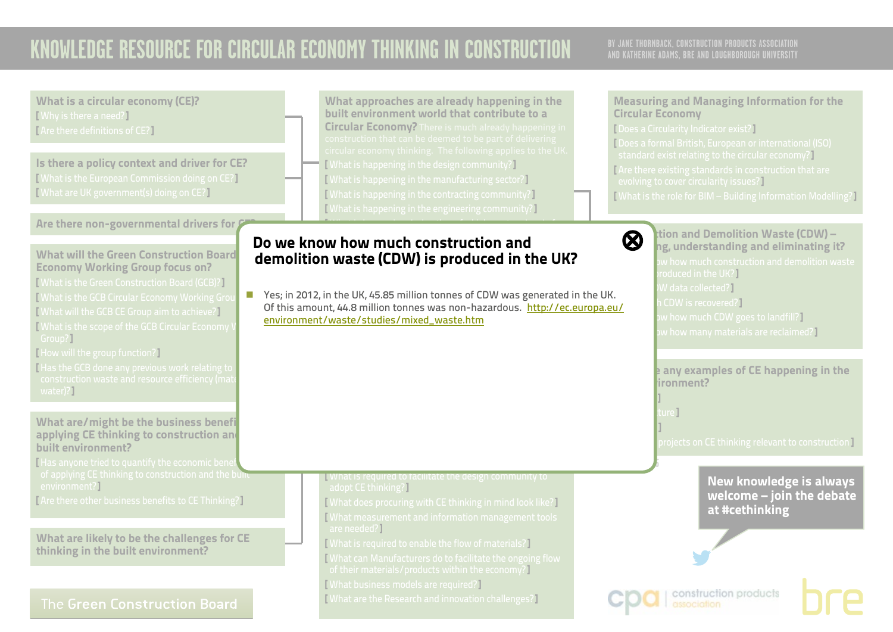# KNOWLEDGE RESOURCE FOR CIRCULAR ECONOMY THINKING IN CONSTRUCTION

BY JANE THORNBACK, CONSTRUCTION PRODUCTS ASSOCIATION AND KATHERINE ADAMS, BRE AND LOUGHBOROUGH UNIVERSITY

## Do we know how much construction and demolition waste (CDW) is produced in the UK?

- Yes; in 2012, in the UK, 45.85 million tonnes of CDW was generated in the UK. Of this amount, 44.8 million tonnes was non-hazardous. http://ec.europa.eu/environment/waste/studies/mixed_waste.htm

New knowledge is always welcome – join the debate at #cethinking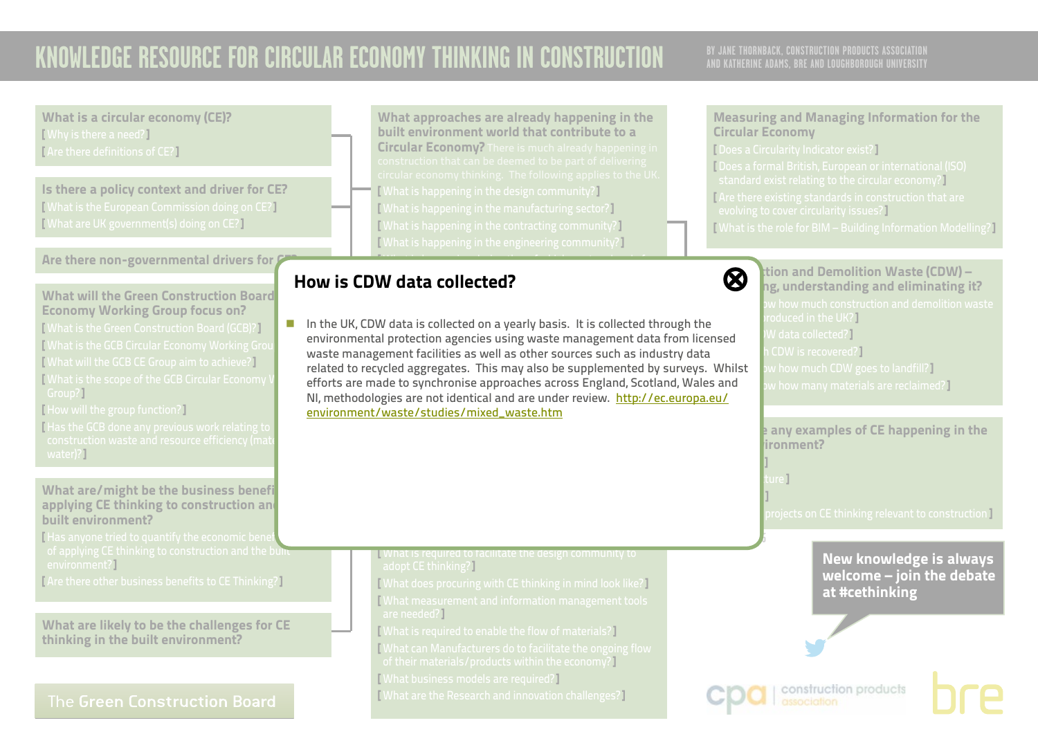# KNOWLEDGE RESOURCE FOR CIRCULAR ECONOMY THINKING IN CONSTRUCTION

BY JANE THORNBACK, CONSTRUCTION PRODUCTS ASSOCIATION AND KATHERINE ADAMS, BRE AND LOUGHBOROUGH UNIVERSITY

## How is CDW data collected?

- In the UK, CDW data is collected on a yearly basis. It is collected through the environmental protection agencies using waste management data from licensed waste management facilities as well as other sources such as industry data related to recycled aggregates. This may also be supplemented by surveys. Whilst efforts are made to synchronise approaches across England, Scotland, Wales and NI, methodologies are not identical and are under review. http://ec.europa.eu/environment/waste/studies/mixed_waste.htm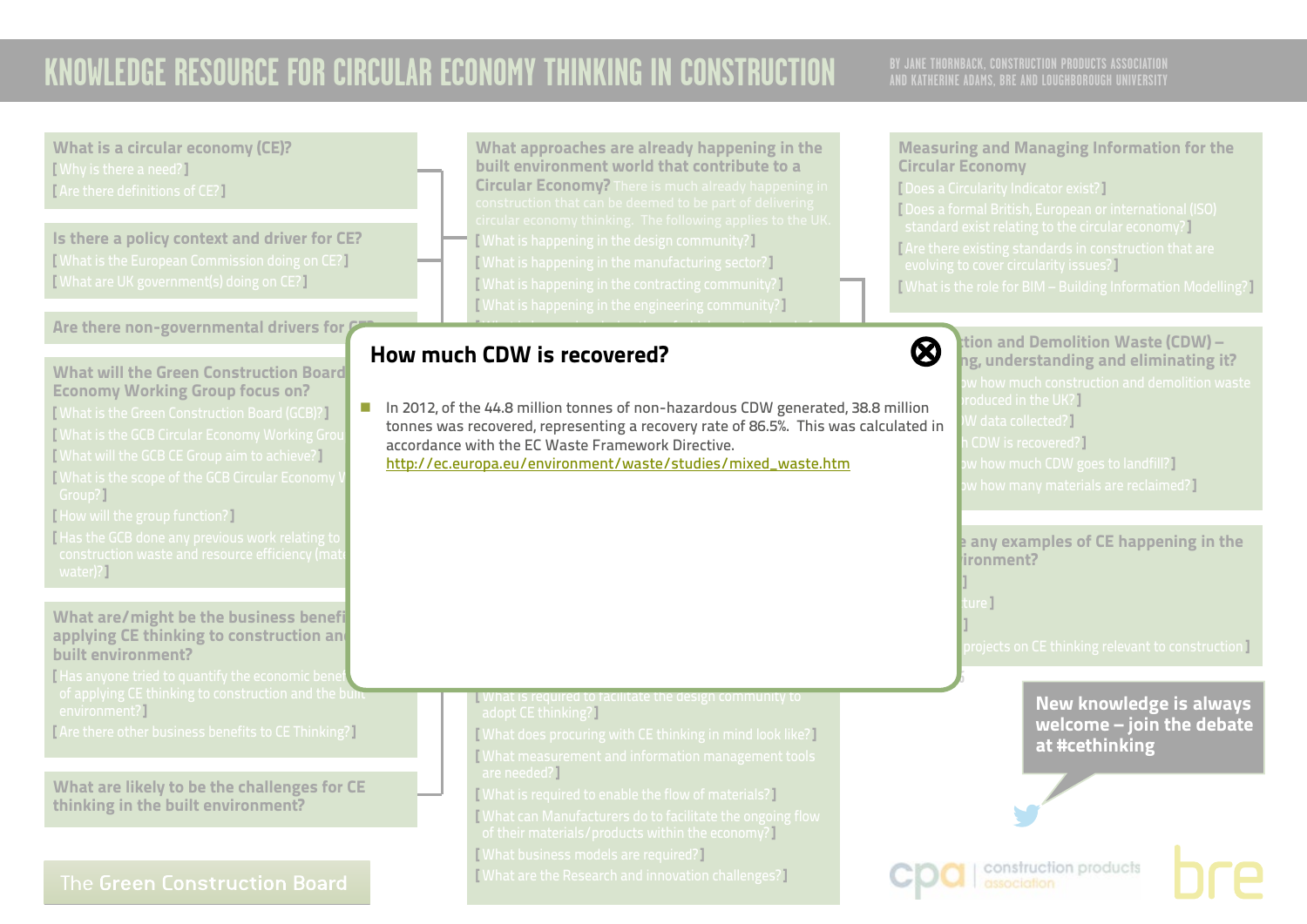# How much CDW is recovered?

- In 2012, of the 44.8 million tonnes of non-hazardous CDW generated, 38.8 million tonnes was recovered, representing a recovery rate of 86.5%. This was calculated in accordance with the EC Waste Framework Directive.
  http://ec.europa.eu/environment/waste/studies/mixed_waste.htm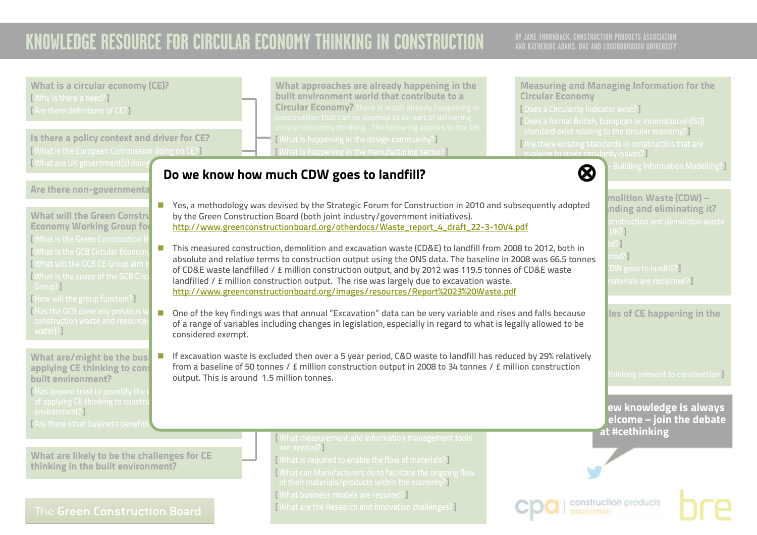# KNOWLEDGE RESOURCE FOR CIRCULAR ECONOMY THINKING IN CONSTRUCTION

BY JANE THORNBACK, CONSTRUCTION PRODUCTS ASSOCIATION AND KATHERINE ADAMS, BRE AND LOUGHBOROUGH UNIVERSITY

## Do we know how much CDW goes to landfill?

- Yes, a methodology was devised by the Strategic Forum for Construction in 2010 and subsequently adopted by the Green Construction Board (both joint industry/government initiatives). http://www.greenconstructionboard.org/otherdocs/Waste_report_4_draft_22-3-10V4.pdf
- This measured construction, demolition and excavation waste (CD&E) to landfill from 2008 to 2012, both in absolute and relative terms to construction output using the ONS data. The baseline in 2008 was 66.5 tonnes of CD&E waste landfilled / £ million construction output, and by 2012 was 119.5 tonnes of CD&E waste landfilled / £ million construction output. The rise was largely due to excavation waste. http://www.greenconstructionboard.org/images/resources/Report%2023%20Waste.pdf
- One of the key findings was that annual "Excavation" data can be very variable and rises and falls because of a range of variables including changes in legislation, especially in regard to what is legally allowed to be considered exempt.
- If excavation waste is excluded then over a 5 year period, C&D waste to landfill has reduced by 29% relatively from a baseline of 50 tonnes / £ million construction output in 2008 to 34 tonnes / £ million construction output. This is around 1.5 million tonnes.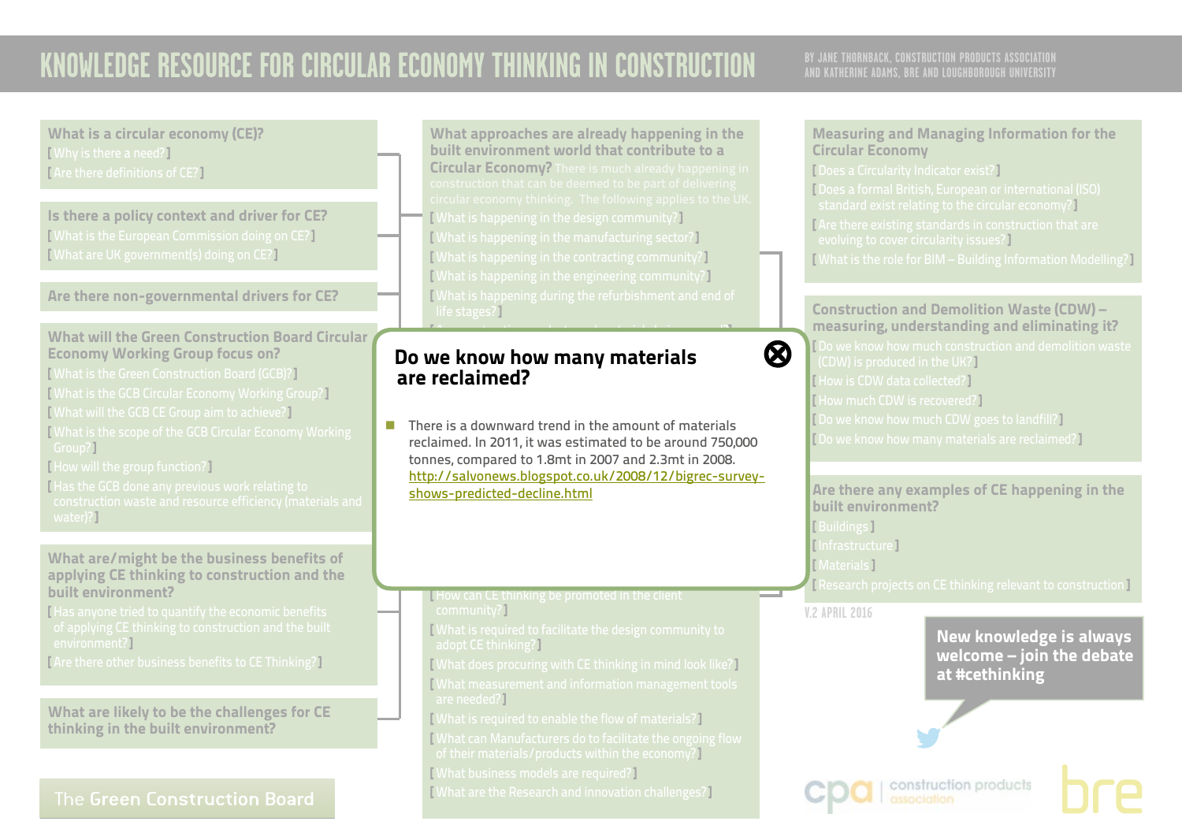# KNOWLEDGE RESOURCE FOR CIRCULAR ECONOMY THINKING IN CONSTRUCTION

BY JANE THORNBACK, CONSTRUCTION PRODUCTS ASSOCIATION AND KATHERINE ADAMS, BRE AND LOUGHBOROUGH UNIVERSITY

## What is a circular economy (CE)?

[ Why is there a need? ]
[ Are there definitions of CE? ]

## Is there a policy context and driver for CE?

[ What is the European Commission doing on CE? ]
[ What are UK government(s) doing on CE? ]

## Are there non-governmental drivers for CE?

## What will the Green Construction Board Circular Economy Working Group focus on?

[ What is the Green Construction Board (GCB)? ]
[ What is the GCB Circular Economy Working Group? ]
[ What will the GCB CE Group aim to achieve? ]
[ What is the scope of the GCB Circular Economy Working Group? ]
[ How will the group function? ]
[ Has the GCB done any previous work relating to construction waste and resource efficiency (materials and water)? ]

## What are/might be the business benefits of applying CE thinking to construction and the built environment?

[ Has anyone tried to quantify the economic benefits of applying CE thinking to construction and the built environment? ]
[ Are there other business benefits to CE Thinking? ]

## What are likely to be the challenges for CE thinking in the built environment?

The Green Construction Board

## What approaches are already happening in the built environment world that contribute to a Circular Economy?

There is much already happening in construction that can be deemed to be part of delivering circular economy thinking. The following applies to the UK.

[ What is happening in the design community? ]
[ What is happening in the manufacturing sector? ]
[ What is happening in the contracting community? ]
[ What is happening in the engineering community? ]
[ What is happening during the refurbishment and end of life stages? ]

## Do we know how many materials are reclaimed?

- There is a downward trend in the amount of materials reclaimed. In 2011, it was estimated to be around 750,000 tonnes, compared to 1.8mt in 2007 and 2.3mt in 2008. http://salvonews.blogspot.co.uk/2008/12/bigrec-survey-shows-predicted-decline.html

[ How can CE thinking be promoted in the client community? ]
[ What is required to facilitate the design community to adopt CE thinking? ]
[ What does procuring with CE thinking in mind look like? ]
[ What measurement and information management tools are needed? ]
[ What is required to enable the flow of materials? ]
[ What can Manufacturers do to facilitate the ongoing flow of their materials/products within the economy? ]
[ What business models are required? ]
[ What are the Research and innovation challenges? ]

## Measuring and Managing Information for the Circular Economy

[ Does a Circularity Indicator exist? ]
[ Does a formal British, European or international (ISO) standard exist relating to the circular economy? ]
[ Are there existing standards in construction that are evolving to cover circularity issues? ]
[ What is the role for BIM – Building Information Modelling? ]

## Construction and Demolition Waste (CDW) – measuring, understanding and eliminating it?

[ Do we know how much construction and demolition waste (CDW) is produced in the UK? ]
[ How is CDW data collected? ]
[ How much CDW is recovered? ]
[ Do we know how much CDW goes to landfill? ]
[ Do we know how many materials are reclaimed? ]

## Are there any examples of CE happening in the built environment?

[ Buildings ]
[ Infrastructure ]
[ Materials ]
[ Research projects on CE thinking relevant to construction ]

V.2 APRIL 2016

**New knowledge is always welcome – join the debate at #cethinking**

cpa | construction products association

bre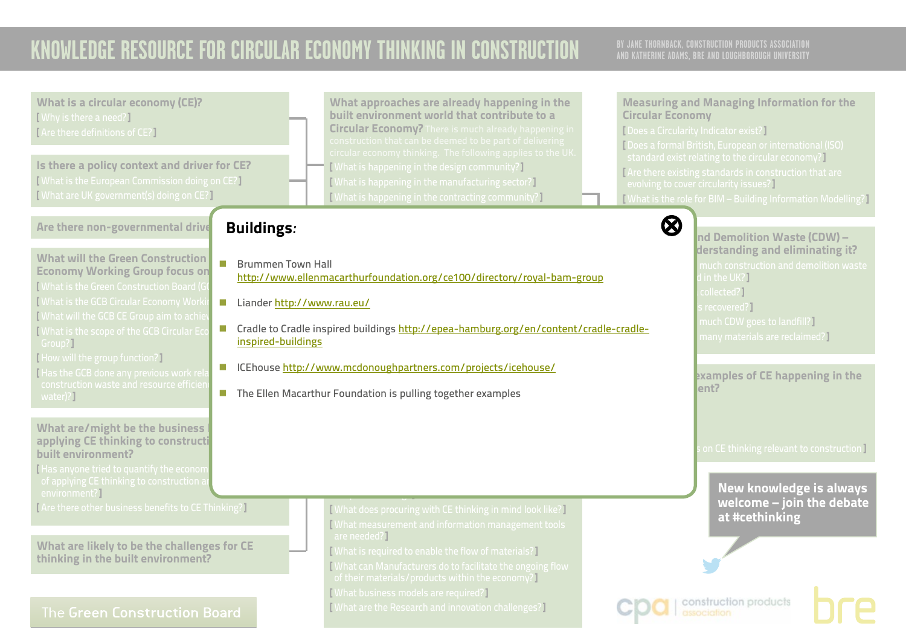# KNOWLEDGE RESOURCE FOR CIRCULAR ECONOMY THINKING IN CONSTRUCTION

BY JANE THORNBACK, CONSTRUCTION PRODUCTS ASSOCIATION AND KATHERINE ADAMS, BRE AND LOUGHBOROUGH UNIVERSITY

## Buildings:

- Brummen Town Hall http://www.ellenmacarthurfoundation.org/ce100/directory/royal-bam-group
- Liander http://www.rau.eu/
- Cradle to Cradle inspired buildings http://epea-hamburg.org/en/content/cradle-cradle-inspired-buildings
- ICEhouse http://www.mcdonoughpartners.com/projects/icehouse/
- The Ellen Macarthur Foundation is pulling together examples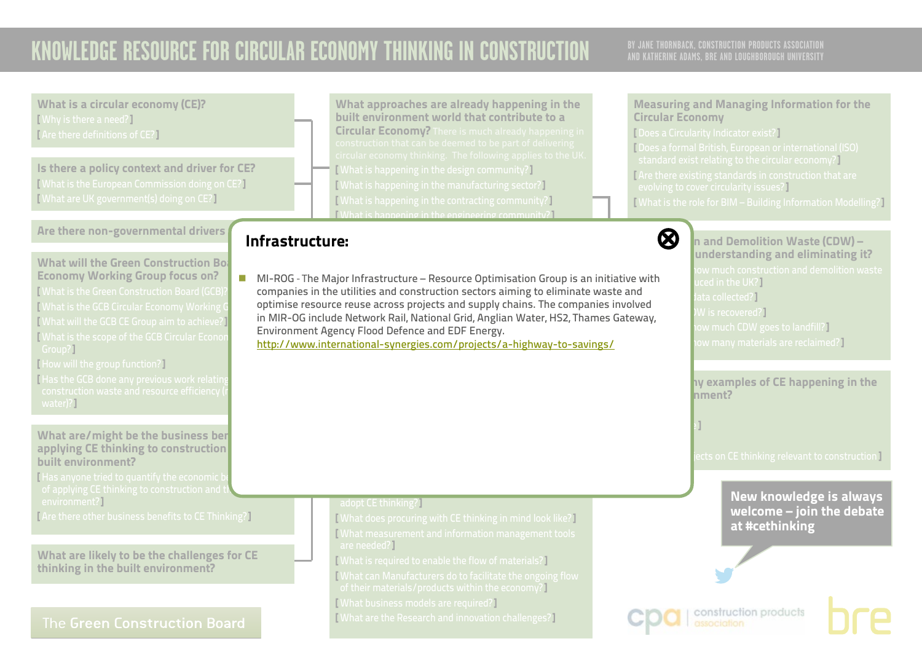## Infrastructure:

- MI-ROG - The Major Infrastructure – Resource Optimisation Group is an initiative with companies in the utilities and construction sectors aiming to eliminate waste and optimise resource reuse across projects and supply chains. The companies involved in MIR-OG include Network Rail, National Grid, Anglian Water, HS2, Thames Gateway, Environment Agency Flood Defence and EDF Energy.
  http://www.international-synergies.com/projects/a-highway-to-savings/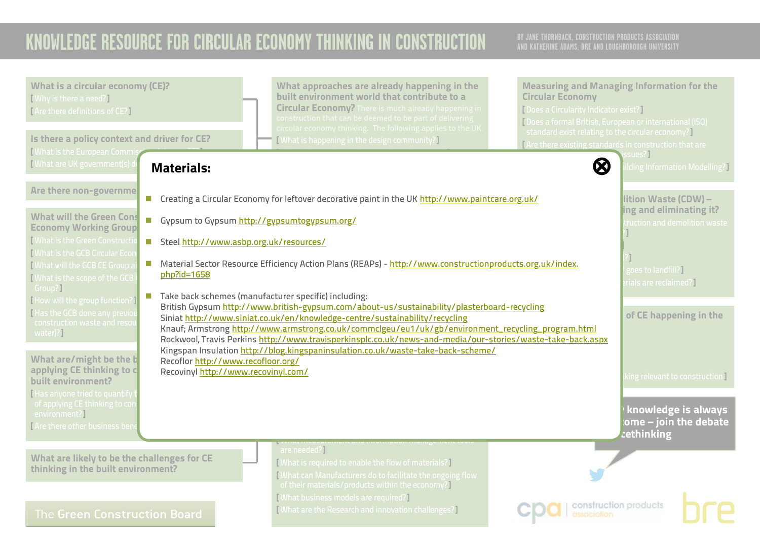# KNOWLEDGE RESOURCE FOR CIRCULAR ECONOMY THINKING IN CONSTRUCTION

BY JANE THORNBACK, CONSTRUCTION PRODUCTS ASSOCIATION AND KATHERINE ADAMS, BRE AND LOUGHBOROUGH UNIVERSITY

## Materials:

- Creating a Circular Economy for leftover decorative paint in the UK http://www.paintcare.org.uk/
- Gypsum to Gypsum http://gypsumtogypsum.org/
- Steel http://www.asbp.org.uk/resources/
- Material Sector Resource Efficiency Action Plans (REAPs) - http://www.constructionproducts.org.uk/index.php?id=1658
- Take back schemes (manufacturer specific) including:
  British Gypsum http://www.british-gypsum.com/about-us/sustainability/plasterboard-recycling
  Siniat http://www.siniat.co.uk/en/knowledge-centre/sustainability/recycling
  Knauf; Armstrong http://www.armstrong.co.uk/commclgeu/eu1/uk/gb/environment_recycling_program.html
  Rockwool, Travis Perkins http://www.travisperkinsplc.co.uk/news-and-media/our-stories/waste-take-back.aspx
  Kingspan Insulation http://blog.kingspaninsulation.co.uk/waste-take-back-scheme/
  Recoflor http://www.recofloor.org/
  Recovinyl http://www.recovinyl.com/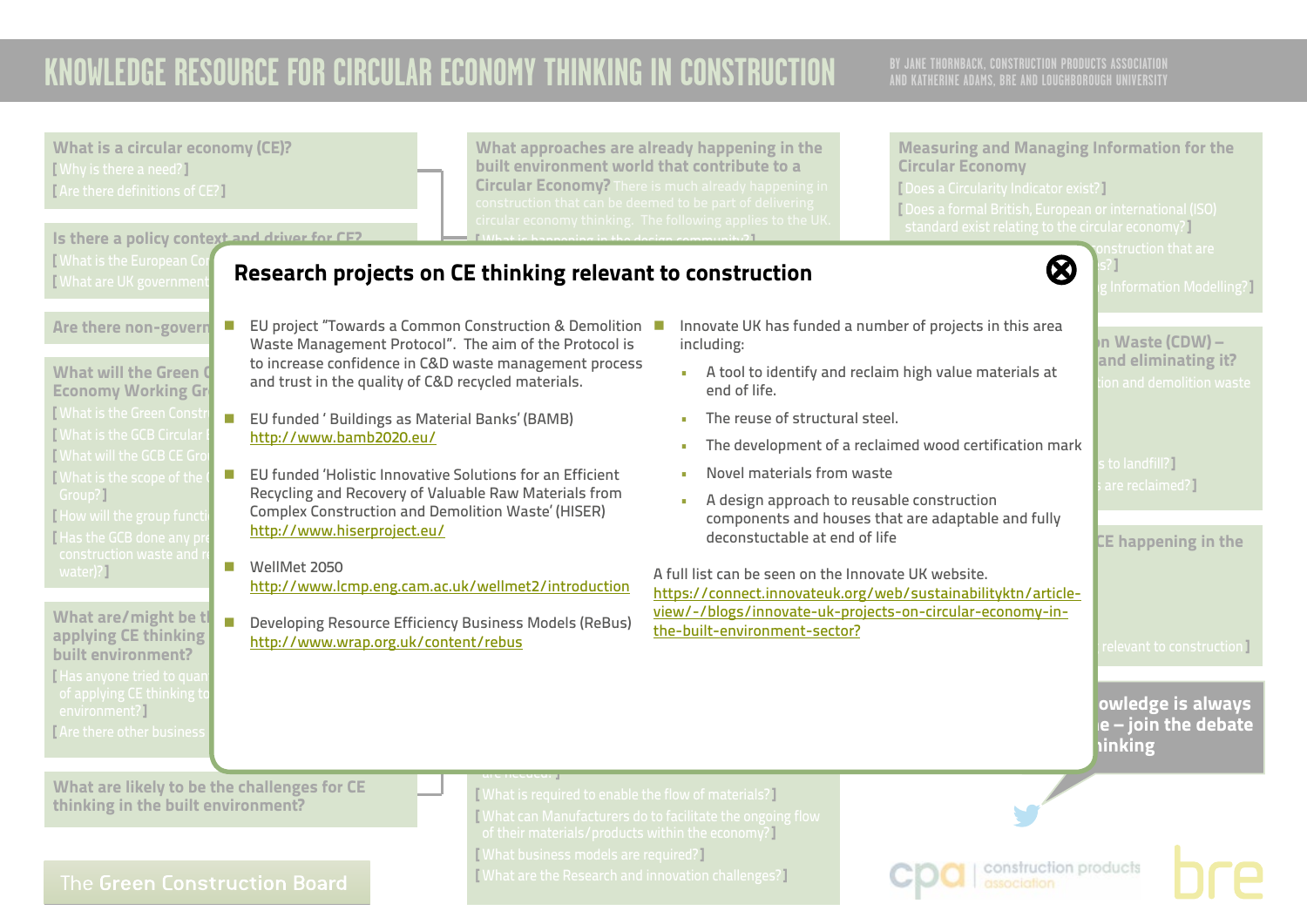# Research projects on CE thinking relevant to construction

- EU project "Towards a Common Construction & Demolition Waste Management Protocol". The aim of the Protocol is to increase confidence in C&D waste management process and trust in the quality of C&D recycled materials.
- EU funded ' Buildings as Material Banks' (BAMB) http://www.bamb2020.eu/
- EU funded 'Holistic Innovative Solutions for an Efficient Recycling and Recovery of Valuable Raw Materials from Complex Construction and Demolition Waste' (HISER) http://www.hiserproject.eu/
- WellMet 2050 http://www.lcmp.eng.cam.ac.uk/wellmet2/introduction
- Developing Resource Efficiency Business Models (ReBus) http://www.wrap.org.uk/content/rebus
- Innovate UK has funded a number of projects in this area including:
  - A tool to identify and reclaim high value materials at end of life.
  - The reuse of structural steel.
  - The development of a reclaimed wood certification mark
  - Novel materials from waste
  - A design approach to reusable construction components and houses that are adaptable and fully deconstructable at end of life

A full list can be seen on the Innovate UK website. https://connect.innovateuk.org/web/sustainabilityktn/article-view/-/blogs/innovate-uk-projects-on-circular-economy-in-the-built-environment-sector?